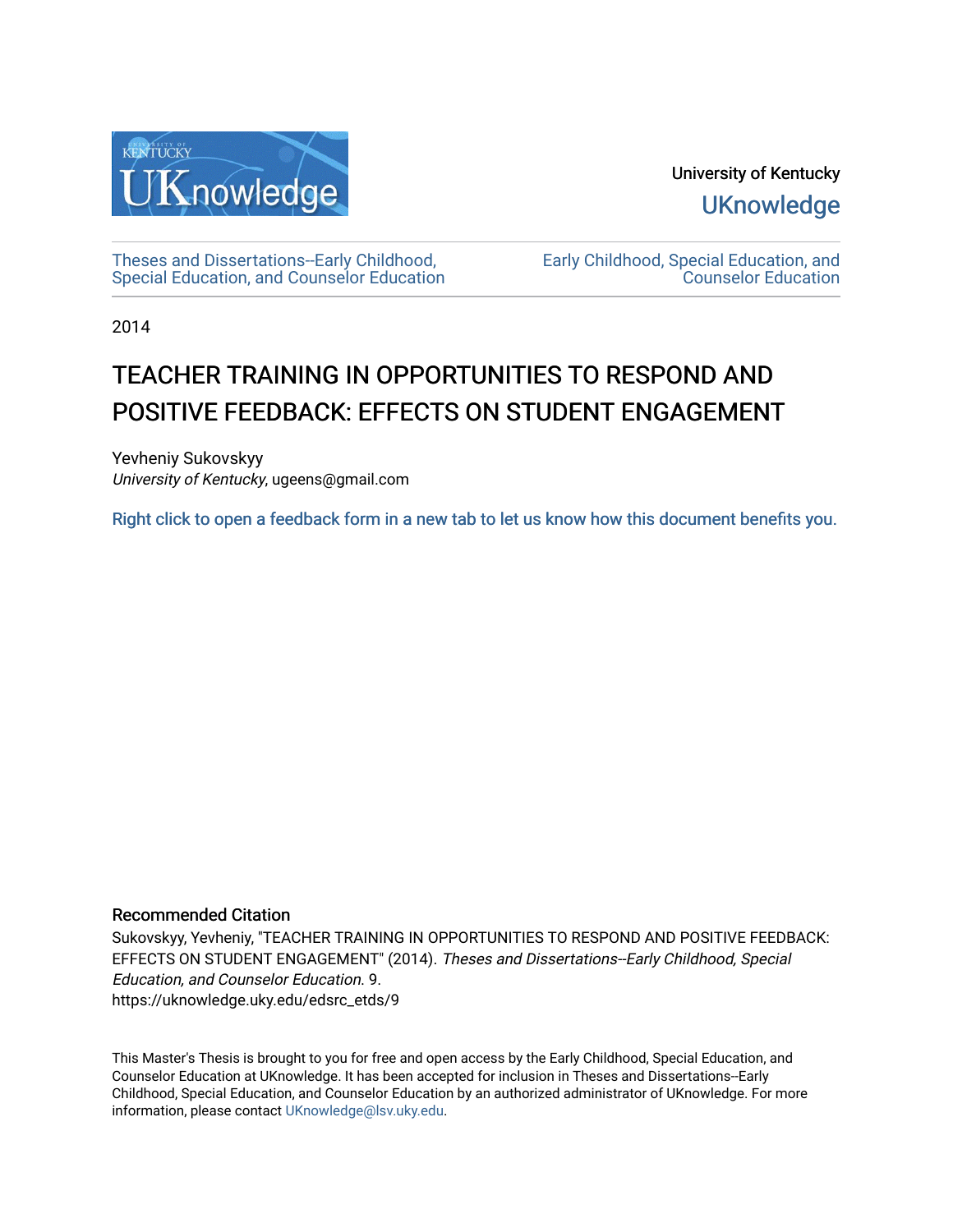University of Kentucky

UKnowledge

Theses and Dissertations--Early Childhood, Special Education, and Counselor Education

Early Childhood, Special Education, and Counselor Education

2014

# TEACHER TRAINING IN OPPORTUNITIES TO RESPOND AND POSITIVE FEEDBACK: EFFECTS ON STUDENT ENGAGEMENT

Yevheniy Sukovskyy
*University of Kentucky*, ugeens@gmail.com

Right click to open a feedback form in a new tab to let us know how this document benefits you.

## Recommended Citation

Sukovskyy, Yevheniy, "TEACHER TRAINING IN OPPORTUNITIES TO RESPOND AND POSITIVE FEEDBACK: EFFECTS ON STUDENT ENGAGEMENT" (2014). *Theses and Dissertations--Early Childhood, Special Education, and Counselor Education*. 9.
https://uknowledge.uky.edu/edsrc_etds/9

This Master's Thesis is brought to you for free and open access by the Early Childhood, Special Education, and Counselor Education at UKnowledge. It has been accepted for inclusion in Theses and Dissertations--Early Childhood, Special Education, and Counselor Education by an authorized administrator of UKnowledge. For more information, please contact UKnowledge@lsv.uky.edu.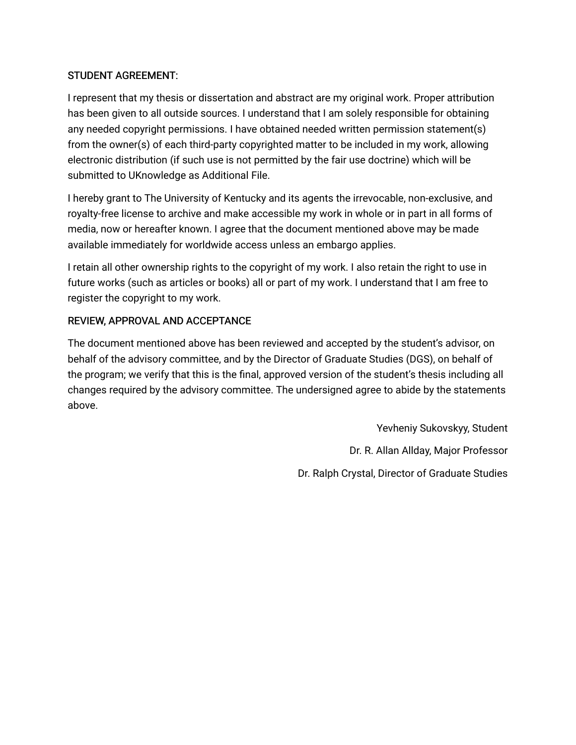STUDENT AGREEMENT:

I represent that my thesis or dissertation and abstract are my original work. Proper attribution has been given to all outside sources. I understand that I am solely responsible for obtaining any needed copyright permissions. I have obtained needed written permission statement(s) from the owner(s) of each third-party copyrighted matter to be included in my work, allowing electronic distribution (if such use is not permitted by the fair use doctrine) which will be submitted to UKnowledge as Additional File.

I hereby grant to The University of Kentucky and its agents the irrevocable, non-exclusive, and royalty-free license to archive and make accessible my work in whole or in part in all forms of media, now or hereafter known. I agree that the document mentioned above may be made available immediately for worldwide access unless an embargo applies.

I retain all other ownership rights to the copyright of my work. I also retain the right to use in future works (such as articles or books) all or part of my work. I understand that I am free to register the copyright to my work.

REVIEW, APPROVAL AND ACCEPTANCE

The document mentioned above has been reviewed and accepted by the student's advisor, on behalf of the advisory committee, and by the Director of Graduate Studies (DGS), on behalf of the program; we verify that this is the final, approved version of the student's thesis including all changes required by the advisory committee. The undersigned agree to abide by the statements above.

Yevheniy Sukovskyy, Student

Dr. R. Allan Allday, Major Professor

Dr. Ralph Crystal, Director of Graduate Studies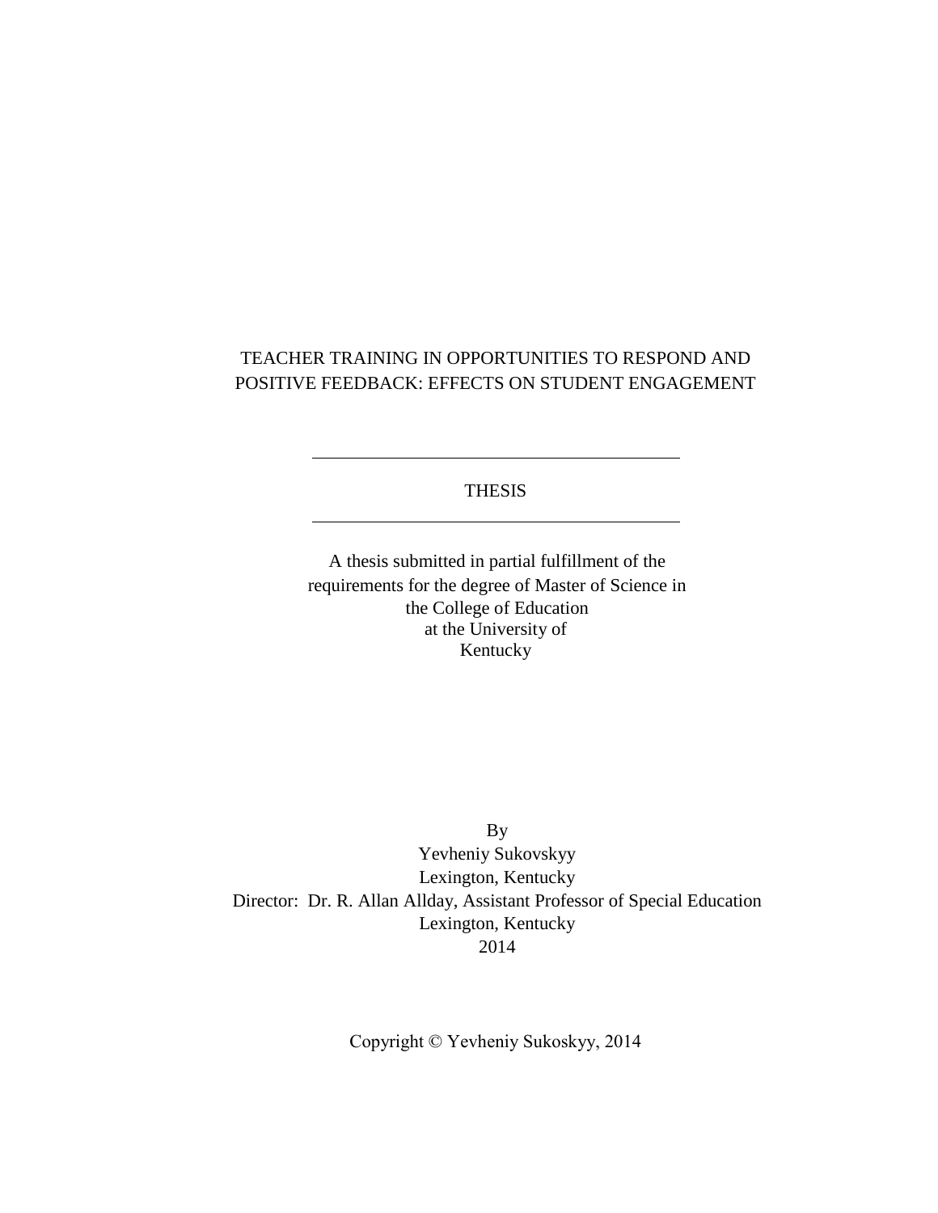# TEACHER TRAINING IN OPPORTUNITIES TO RESPOND AND POSITIVE FEEDBACK: EFFECTS ON STUDENT ENGAGEMENT

---

THESIS

---

A thesis submitted in partial fulfillment of the requirements for the degree of Master of Science in the College of Education at the University of Kentucky

By
Yevheniy Sukovskyy
Lexington, Kentucky
Director: Dr. R. Allan Allday, Assistant Professor of Special Education
Lexington, Kentucky
2014

Copyright © Yevheniy Sukoskyy, 2014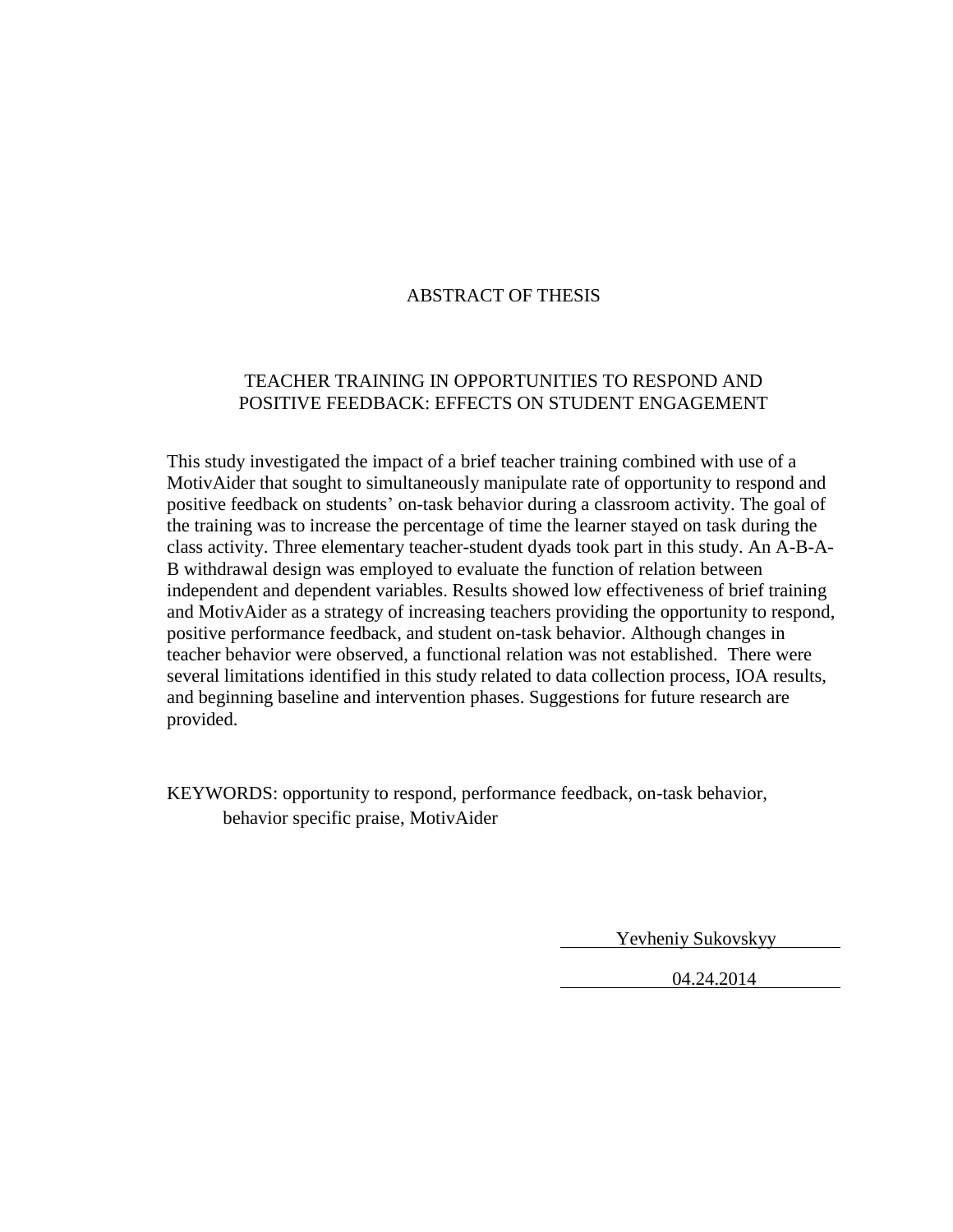# ABSTRACT OF THESIS

## TEACHER TRAINING IN OPPORTUNITIES TO RESPOND AND POSITIVE FEEDBACK: EFFECTS ON STUDENT ENGAGEMENT

This study investigated the impact of a brief teacher training combined with use of a MotivAider that sought to simultaneously manipulate rate of opportunity to respond and positive feedback on students' on-task behavior during a classroom activity. The goal of the training was to increase the percentage of time the learner stayed on task during the class activity. Three elementary teacher-student dyads took part in this study. An A-B-A-B withdrawal design was employed to evaluate the function of relation between independent and dependent variables. Results showed low effectiveness of brief training and MotivAider as a strategy of increasing teachers providing the opportunity to respond, positive performance feedback, and student on-task behavior. Although changes in teacher behavior were observed, a functional relation was not established. There were several limitations identified in this study related to data collection process, IOA results, and beginning baseline and intervention phases. Suggestions for future research are provided.

KEYWORDS: opportunity to respond, performance feedback, on-task behavior, behavior specific praise, MotivAider

Yevheniy Sukovskyy

04.24.2014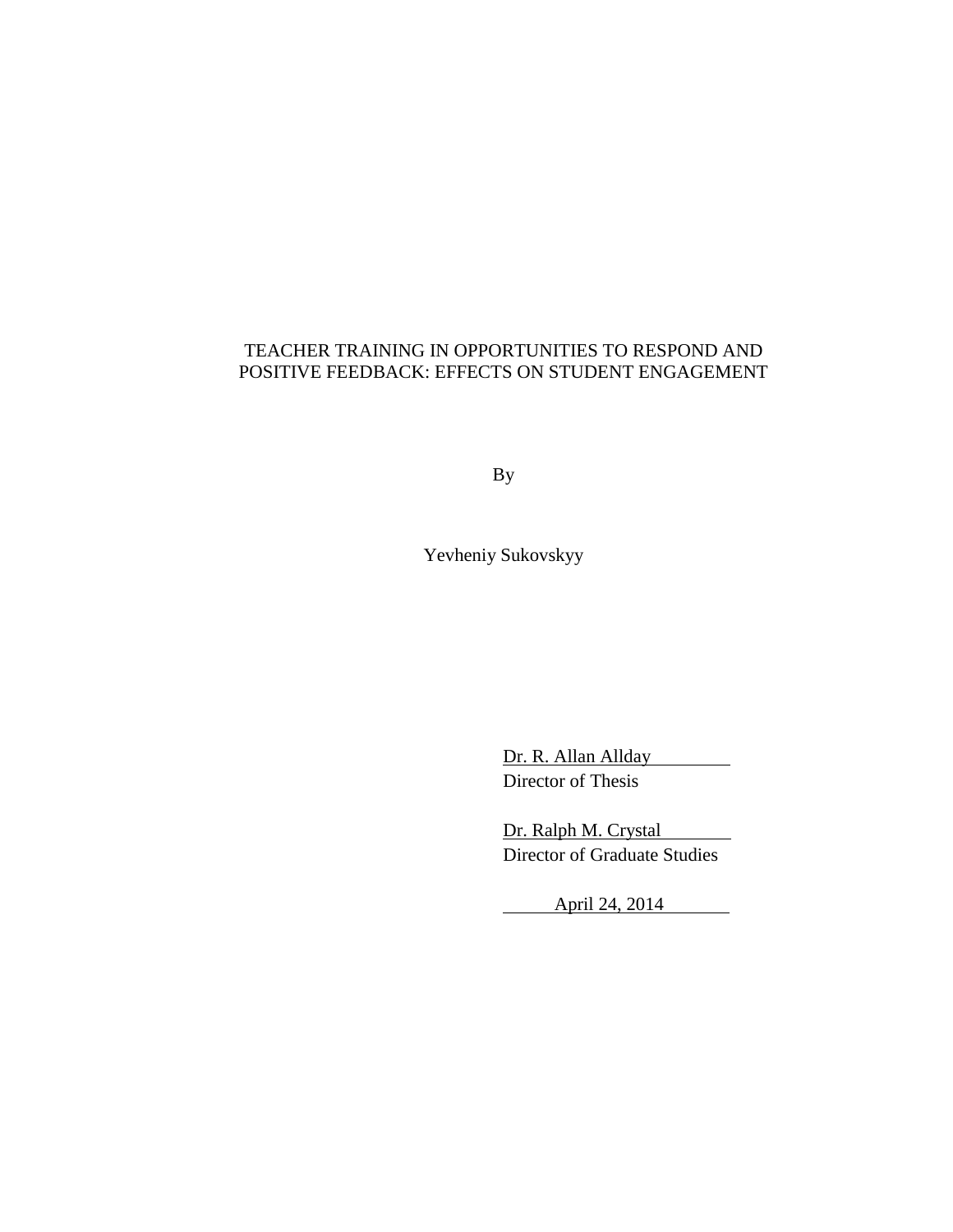TEACHER TRAINING IN OPPORTUNITIES TO RESPOND AND POSITIVE FEEDBACK: EFFECTS ON STUDENT ENGAGEMENT

By

Yevheniy Sukovskyy

Dr. R. Allan Allday
Director of Thesis

Dr. Ralph M. Crystal
Director of Graduate Studies

April 24, 2014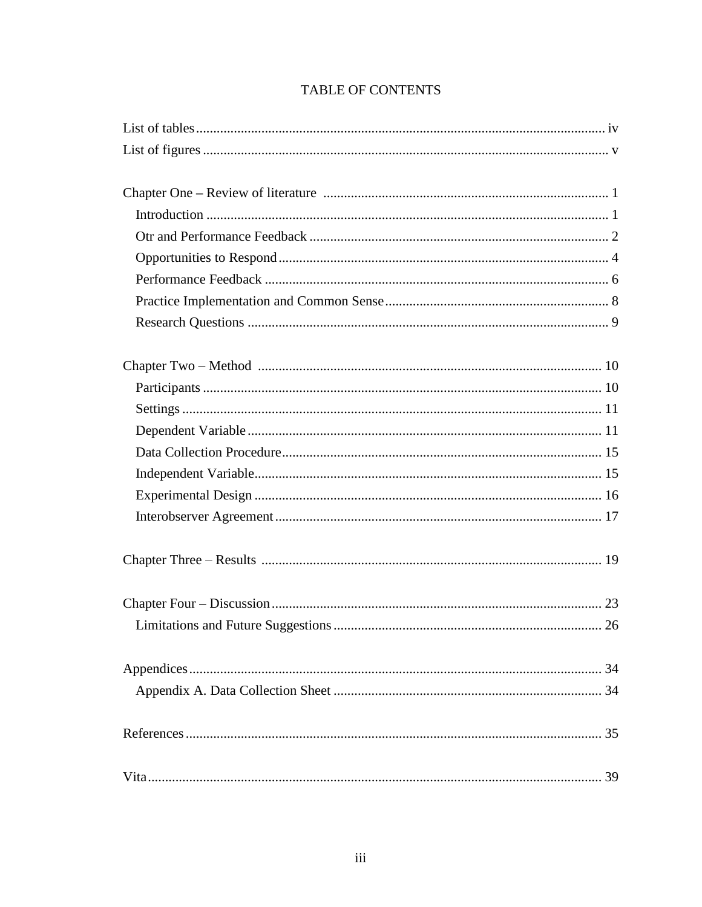# TABLE OF CONTENTS

List of tables ..... iv
List of figures ..... v

Chapter One – Review of literature ..... 1
- Introduction ..... 1
- Otr and Performance Feedback ..... 2
- Opportunities to Respond ..... 4
- Performance Feedback ..... 6
- Practice Implementation and Common Sense ..... 8
- Research Questions ..... 9

Chapter Two – Method ..... 10
- Participants ..... 10
- Settings ..... 11
- Dependent Variable ..... 11
- Data Collection Procedure ..... 15
- Independent Variable ..... 15
- Experimental Design ..... 16
- Interobserver Agreement ..... 17

Chapter Three – Results ..... 19

Chapter Four – Discussion ..... 23
- Limitations and Future Suggestions ..... 26

Appendices ..... 34
- Appendix A. Data Collection Sheet ..... 34

References ..... 35

Vita ..... 39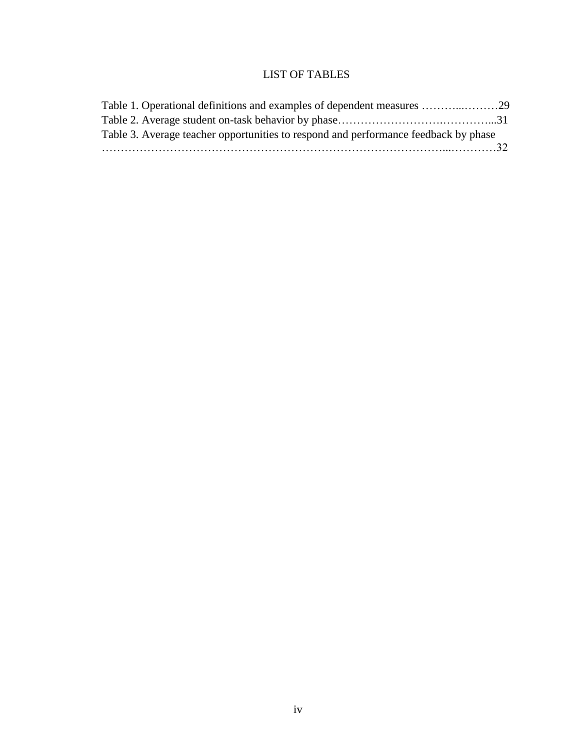# LIST OF TABLES

Table 1. Operational definitions and examples of dependent measures ………...………29

Table 2. Average student on-task behavior by phase……………………….…………...31

Table 3. Average teacher opportunities to respond and performance feedback by phase ………………………………………………………………………………...…………32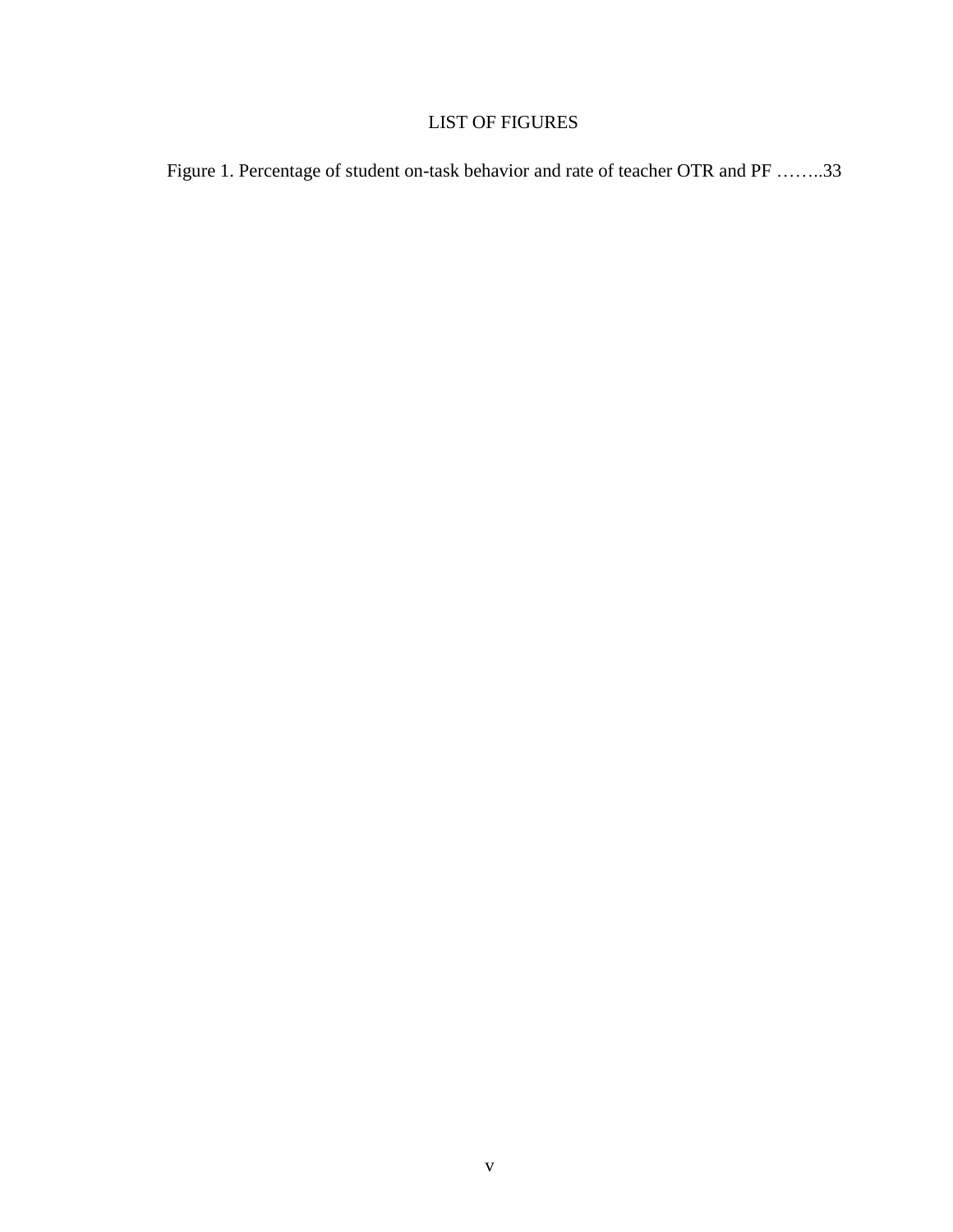# LIST OF FIGURES

Figure 1. Percentage of student on-task behavior and rate of teacher OTR and PF ……..33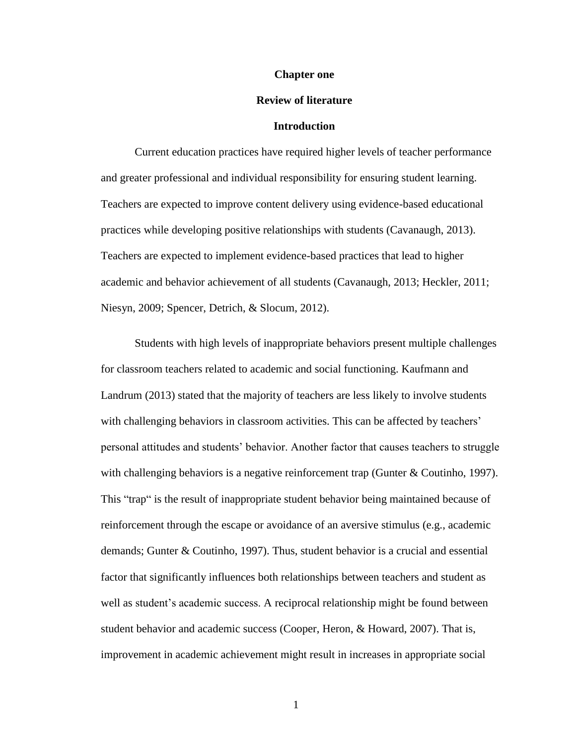# Chapter one

## Review of literature

### Introduction

Current education practices have required higher levels of teacher performance and greater professional and individual responsibility for ensuring student learning. Teachers are expected to improve content delivery using evidence-based educational practices while developing positive relationships with students (Cavanaugh, 2013). Teachers are expected to implement evidence-based practices that lead to higher academic and behavior achievement of all students (Cavanaugh, 2013; Heckler, 2011; Niesyn, 2009; Spencer, Detrich, & Slocum, 2012).

Students with high levels of inappropriate behaviors present multiple challenges for classroom teachers related to academic and social functioning. Kaufmann and Landrum (2013) stated that the majority of teachers are less likely to involve students with challenging behaviors in classroom activities. This can be affected by teachers' personal attitudes and students' behavior. Another factor that causes teachers to struggle with challenging behaviors is a negative reinforcement trap (Gunter & Coutinho, 1997). This "trap" is the result of inappropriate student behavior being maintained because of reinforcement through the escape or avoidance of an aversive stimulus (e.g., academic demands; Gunter & Coutinho, 1997). Thus, student behavior is a crucial and essential factor that significantly influences both relationships between teachers and student as well as student's academic success. A reciprocal relationship might be found between student behavior and academic success (Cooper, Heron, & Howard, 2007). That is, improvement in academic achievement might result in increases in appropriate social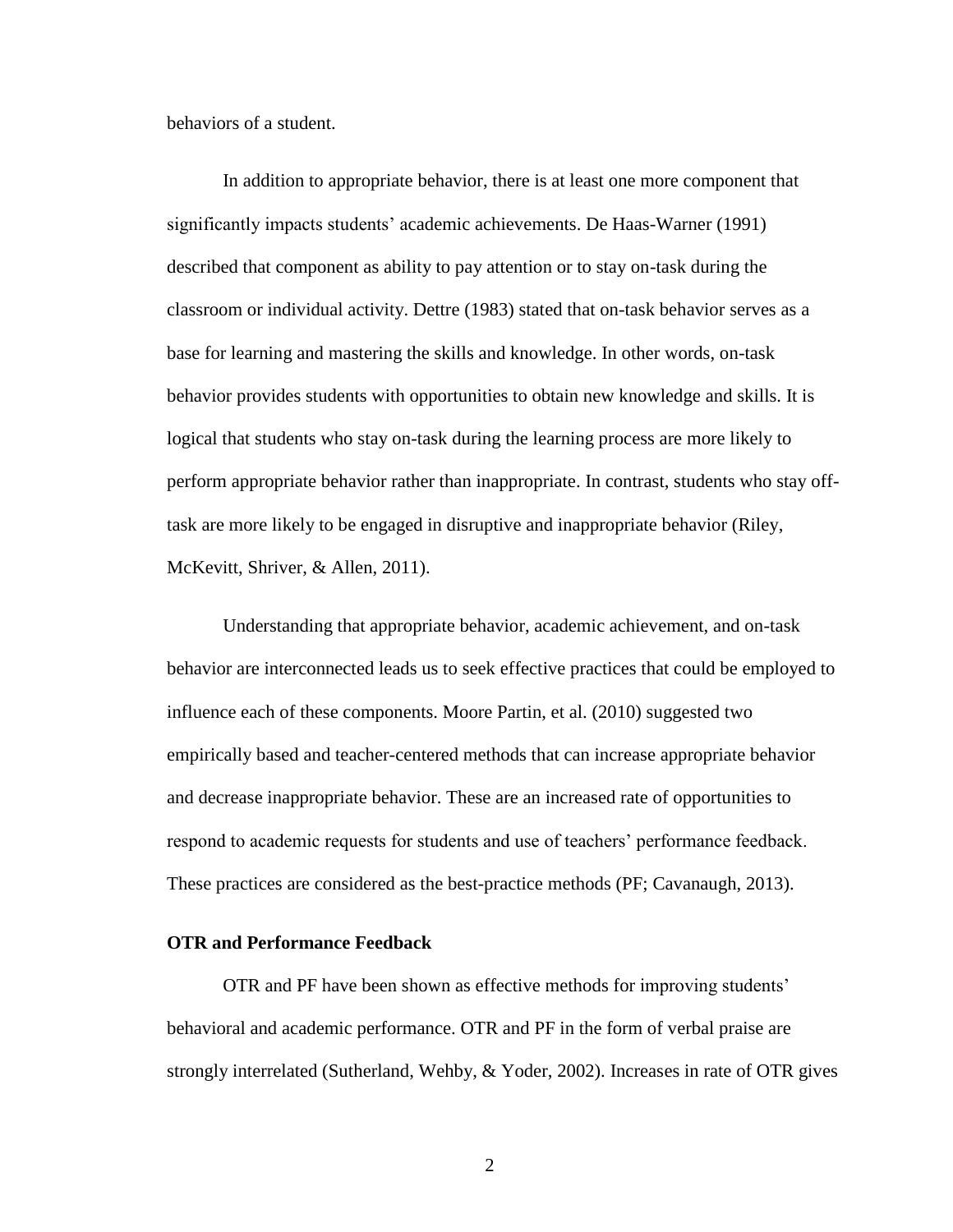behaviors of a student.

In addition to appropriate behavior, there is at least one more component that significantly impacts students' academic achievements. De Haas-Warner (1991) described that component as ability to pay attention or to stay on-task during the classroom or individual activity. Dettre (1983) stated that on-task behavior serves as a base for learning and mastering the skills and knowledge. In other words, on-task behavior provides students with opportunities to obtain new knowledge and skills. It is logical that students who stay on-task during the learning process are more likely to perform appropriate behavior rather than inappropriate. In contrast, students who stay off-task are more likely to be engaged in disruptive and inappropriate behavior (Riley, McKevitt, Shriver, & Allen, 2011).

Understanding that appropriate behavior, academic achievement, and on-task behavior are interconnected leads us to seek effective practices that could be employed to influence each of these components. Moore Partin, et al. (2010) suggested two empirically based and teacher-centered methods that can increase appropriate behavior and decrease inappropriate behavior. These are an increased rate of opportunities to respond to academic requests for students and use of teachers' performance feedback. These practices are considered as the best-practice methods (PF; Cavanaugh, 2013).

### OTR and Performance Feedback

OTR and PF have been shown as effective methods for improving students' behavioral and academic performance. OTR and PF in the form of verbal praise are strongly interrelated (Sutherland, Wehby, & Yoder, 2002). Increases in rate of OTR gives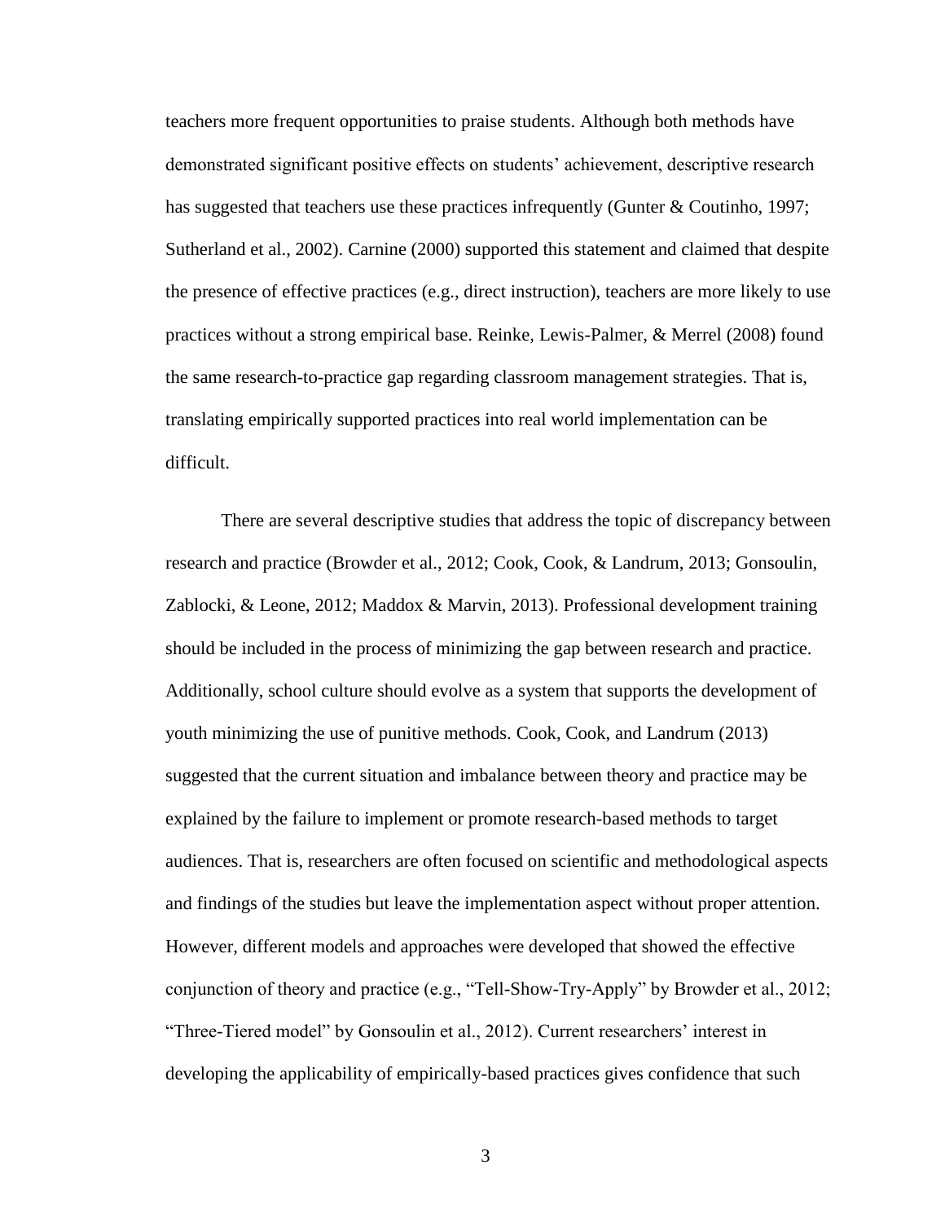teachers more frequent opportunities to praise students. Although both methods have demonstrated significant positive effects on students' achievement, descriptive research has suggested that teachers use these practices infrequently (Gunter & Coutinho, 1997; Sutherland et al., 2002). Carnine (2000) supported this statement and claimed that despite the presence of effective practices (e.g., direct instruction), teachers are more likely to use practices without a strong empirical base. Reinke, Lewis-Palmer, & Merrel (2008) found the same research-to-practice gap regarding classroom management strategies. That is, translating empirically supported practices into real world implementation can be difficult.

There are several descriptive studies that address the topic of discrepancy between research and practice (Browder et al., 2012; Cook, Cook, & Landrum, 2013; Gonsoulin, Zablocki, & Leone, 2012; Maddox & Marvin, 2013). Professional development training should be included in the process of minimizing the gap between research and practice. Additionally, school culture should evolve as a system that supports the development of youth minimizing the use of punitive methods. Cook, Cook, and Landrum (2013) suggested that the current situation and imbalance between theory and practice may be explained by the failure to implement or promote research-based methods to target audiences. That is, researchers are often focused on scientific and methodological aspects and findings of the studies but leave the implementation aspect without proper attention. However, different models and approaches were developed that showed the effective conjunction of theory and practice (e.g., "Tell-Show-Try-Apply" by Browder et al., 2012; "Three-Tiered model" by Gonsoulin et al., 2012). Current researchers' interest in developing the applicability of empirically-based practices gives confidence that such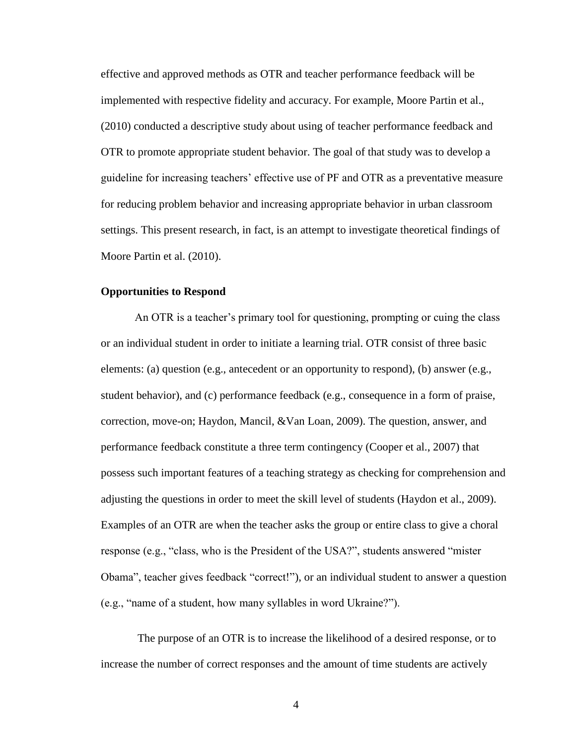effective and approved methods as OTR and teacher performance feedback will be implemented with respective fidelity and accuracy. For example, Moore Partin et al., (2010) conducted a descriptive study about using of teacher performance feedback and OTR to promote appropriate student behavior. The goal of that study was to develop a guideline for increasing teachers' effective use of PF and OTR as a preventative measure for reducing problem behavior and increasing appropriate behavior in urban classroom settings. This present research, in fact, is an attempt to investigate theoretical findings of Moore Partin et al. (2010).

**Opportunities to Respond**

An OTR is a teacher's primary tool for questioning, prompting or cuing the class or an individual student in order to initiate a learning trial. OTR consist of three basic elements: (a) question (e.g., antecedent or an opportunity to respond), (b) answer (e.g., student behavior), and (c) performance feedback (e.g., consequence in a form of praise, correction, move-on; Haydon, Mancil, &Van Loan, 2009). The question, answer, and performance feedback constitute a three term contingency (Cooper et al., 2007) that possess such important features of a teaching strategy as checking for comprehension and adjusting the questions in order to meet the skill level of students (Haydon et al., 2009). Examples of an OTR are when the teacher asks the group or entire class to give a choral response (e.g., "class, who is the President of the USA?", students answered "mister Obama", teacher gives feedback "correct!"), or an individual student to answer a question (e.g., "name of a student, how many syllables in word Ukraine?").

The purpose of an OTR is to increase the likelihood of a desired response, or to increase the number of correct responses and the amount of time students are actively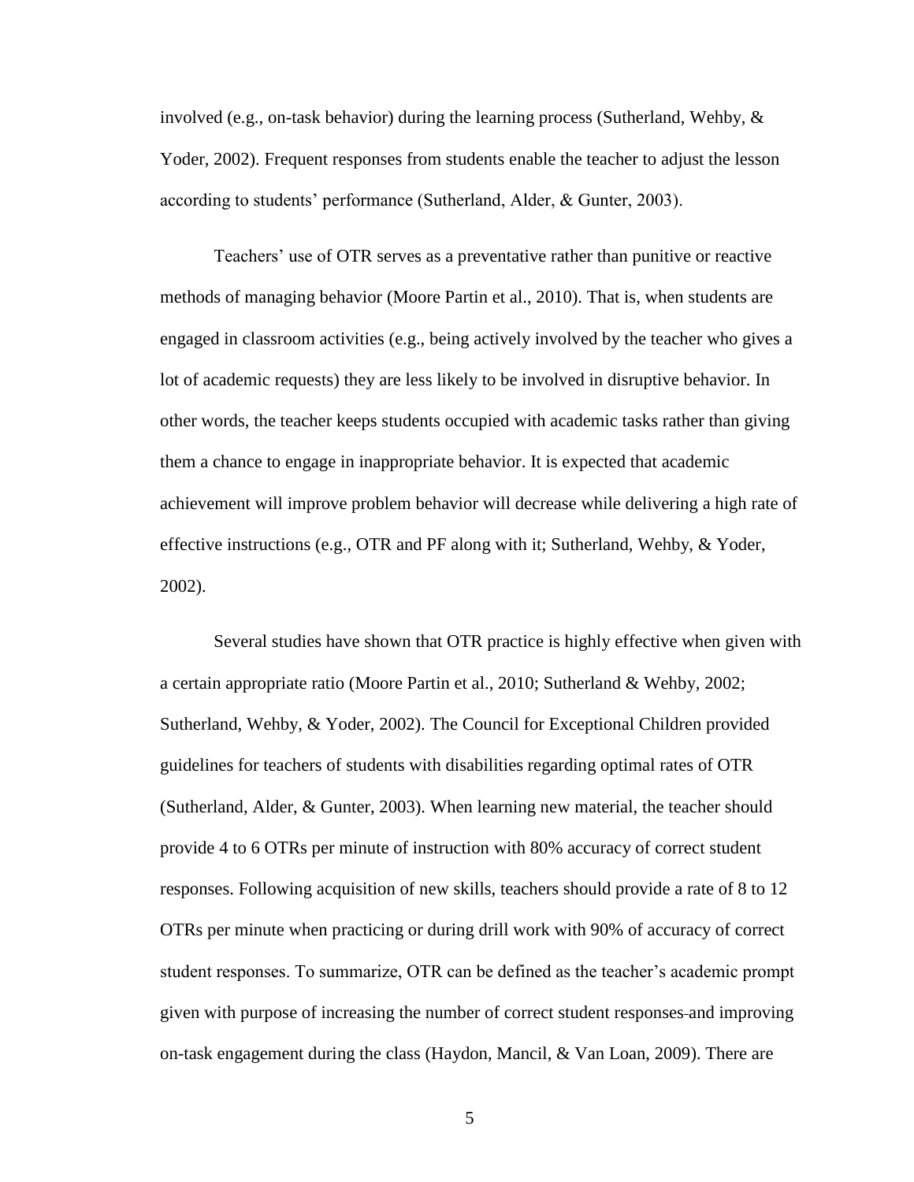involved (e.g., on-task behavior) during the learning process (Sutherland, Wehby, & Yoder, 2002). Frequent responses from students enable the teacher to adjust the lesson according to students' performance (Sutherland, Alder, & Gunter, 2003).

Teachers' use of OTR serves as a preventative rather than punitive or reactive methods of managing behavior (Moore Partin et al., 2010). That is, when students are engaged in classroom activities (e.g., being actively involved by the teacher who gives a lot of academic requests) they are less likely to be involved in disruptive behavior. In other words, the teacher keeps students occupied with academic tasks rather than giving them a chance to engage in inappropriate behavior. It is expected that academic achievement will improve problem behavior will decrease while delivering a high rate of effective instructions (e.g., OTR and PF along with it; Sutherland, Wehby, & Yoder, 2002).

Several studies have shown that OTR practice is highly effective when given with a certain appropriate ratio (Moore Partin et al., 2010; Sutherland & Wehby, 2002; Sutherland, Wehby, & Yoder, 2002). The Council for Exceptional Children provided guidelines for teachers of students with disabilities regarding optimal rates of OTR (Sutherland, Alder, & Gunter, 2003). When learning new material, the teacher should provide 4 to 6 OTRs per minute of instruction with 80% accuracy of correct student responses. Following acquisition of new skills, teachers should provide a rate of 8 to 12 OTRs per minute when practicing or during drill work with 90% of accuracy of correct student responses. To summarize, OTR can be defined as the teacher's academic prompt given with purpose of increasing the number of correct student responses and improving on-task engagement during the class (Haydon, Mancil, & Van Loan, 2009). There are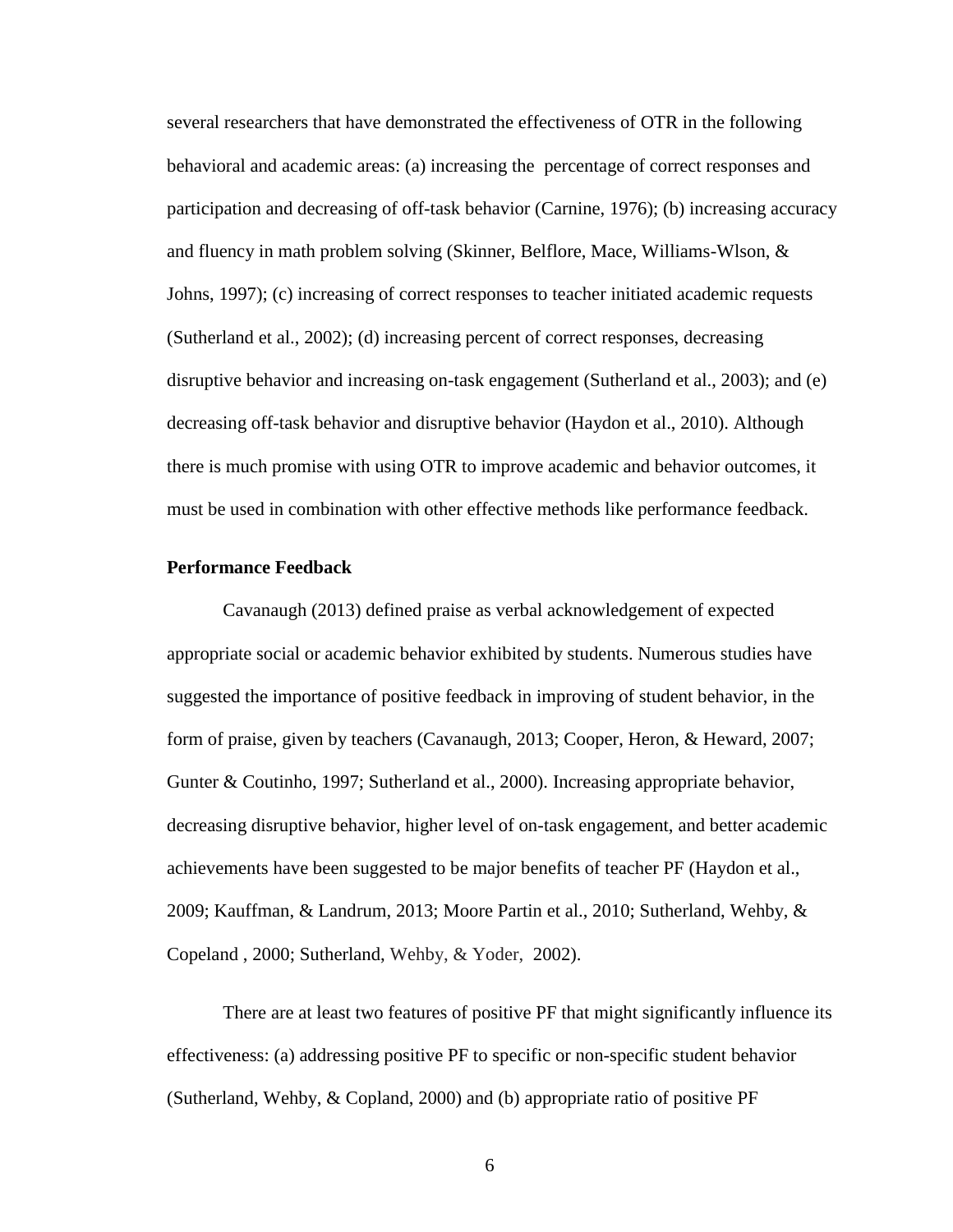several researchers that have demonstrated the effectiveness of OTR in the following behavioral and academic areas: (a) increasing the  percentage of correct responses and participation and decreasing of off-task behavior (Carnine, 1976); (b) increasing accuracy and fluency in math problem solving (Skinner, Belflore, Mace, Williams-Wlson, & Johns, 1997); (c) increasing of correct responses to teacher initiated academic requests (Sutherland et al., 2002); (d) increasing percent of correct responses, decreasing disruptive behavior and increasing on-task engagement (Sutherland et al., 2003); and (e) decreasing off-task behavior and disruptive behavior (Haydon et al., 2010). Although there is much promise with using OTR to improve academic and behavior outcomes, it must be used in combination with other effective methods like performance feedback.

**Performance Feedback**

Cavanaugh (2013) defined praise as verbal acknowledgement of expected appropriate social or academic behavior exhibited by students. Numerous studies have suggested the importance of positive feedback in improving of student behavior, in the form of praise, given by teachers (Cavanaugh, 2013; Cooper, Heron, & Heward, 2007; Gunter & Coutinho, 1997; Sutherland et al., 2000). Increasing appropriate behavior, decreasing disruptive behavior, higher level of on-task engagement, and better academic achievements have been suggested to be major benefits of teacher PF (Haydon et al., 2009; Kauffman, & Landrum, 2013; Moore Partin et al., 2010; Sutherland, Wehby, & Copeland , 2000; Sutherland, Wehby, & Yoder,  2002).

There are at least two features of positive PF that might significantly influence its effectiveness: (a) addressing positive PF to specific or non-specific student behavior (Sutherland, Wehby, & Copland, 2000) and (b) appropriate ratio of positive PF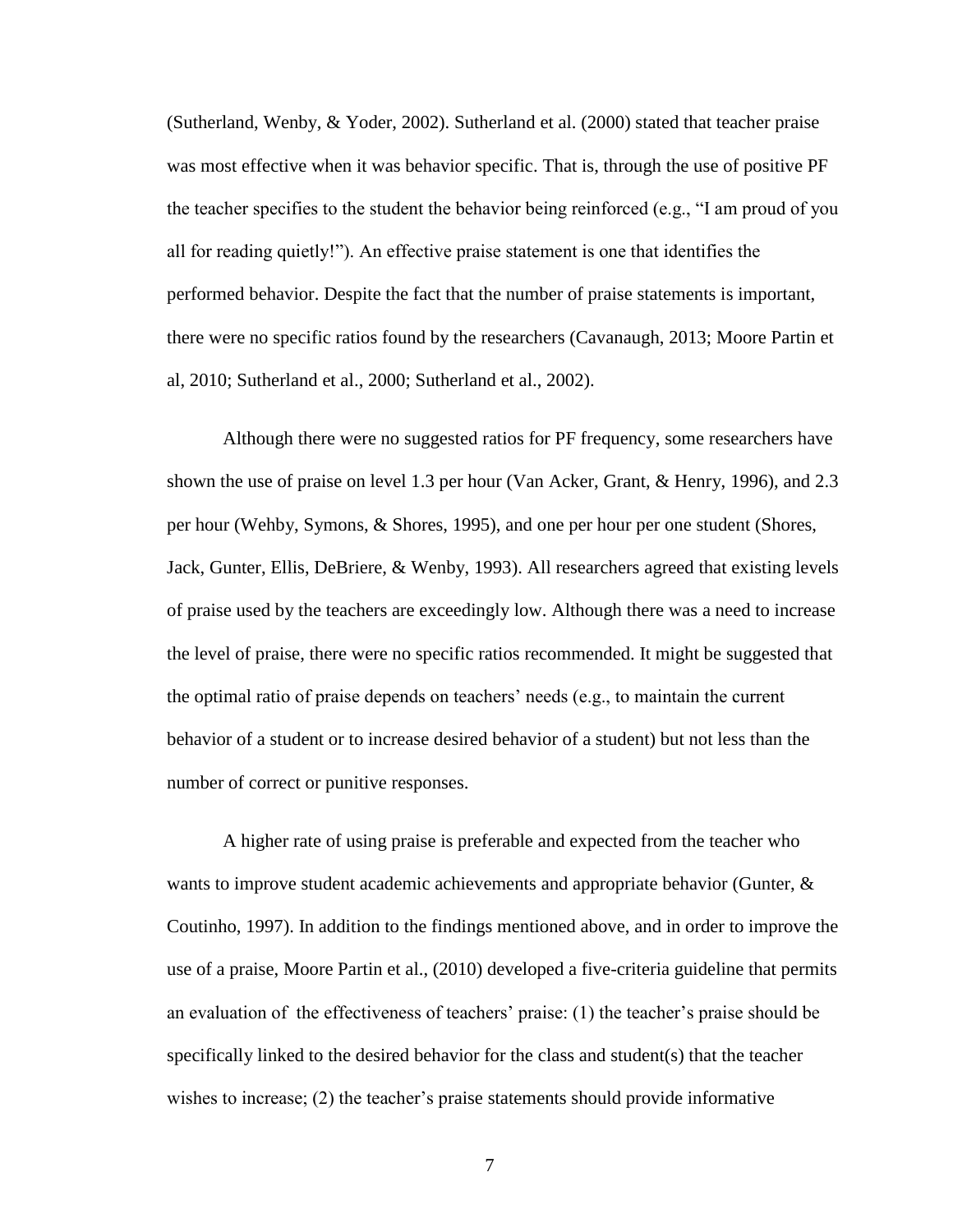(Sutherland, Wenby, & Yoder, 2002). Sutherland et al. (2000) stated that teacher praise was most effective when it was behavior specific. That is, through the use of positive PF the teacher specifies to the student the behavior being reinforced (e.g., "I am proud of you all for reading quietly!"). An effective praise statement is one that identifies the performed behavior. Despite the fact that the number of praise statements is important, there were no specific ratios found by the researchers (Cavanaugh, 2013; Moore Partin et al, 2010; Sutherland et al., 2000; Sutherland et al., 2002).

Although there were no suggested ratios for PF frequency, some researchers have shown the use of praise on level 1.3 per hour (Van Acker, Grant, & Henry, 1996), and 2.3 per hour (Wehby, Symons, & Shores, 1995), and one per hour per one student (Shores, Jack, Gunter, Ellis, DeBriere, & Wenby, 1993). All researchers agreed that existing levels of praise used by the teachers are exceedingly low. Although there was a need to increase the level of praise, there were no specific ratios recommended. It might be suggested that the optimal ratio of praise depends on teachers' needs (e.g., to maintain the current behavior of a student or to increase desired behavior of a student) but not less than the number of correct or punitive responses.

A higher rate of using praise is preferable and expected from the teacher who wants to improve student academic achievements and appropriate behavior (Gunter, & Coutinho, 1997). In addition to the findings mentioned above, and in order to improve the use of a praise, Moore Partin et al., (2010) developed a five-criteria guideline that permits an evaluation of the effectiveness of teachers' praise: (1) the teacher's praise should be specifically linked to the desired behavior for the class and student(s) that the teacher wishes to increase; (2) the teacher's praise statements should provide informative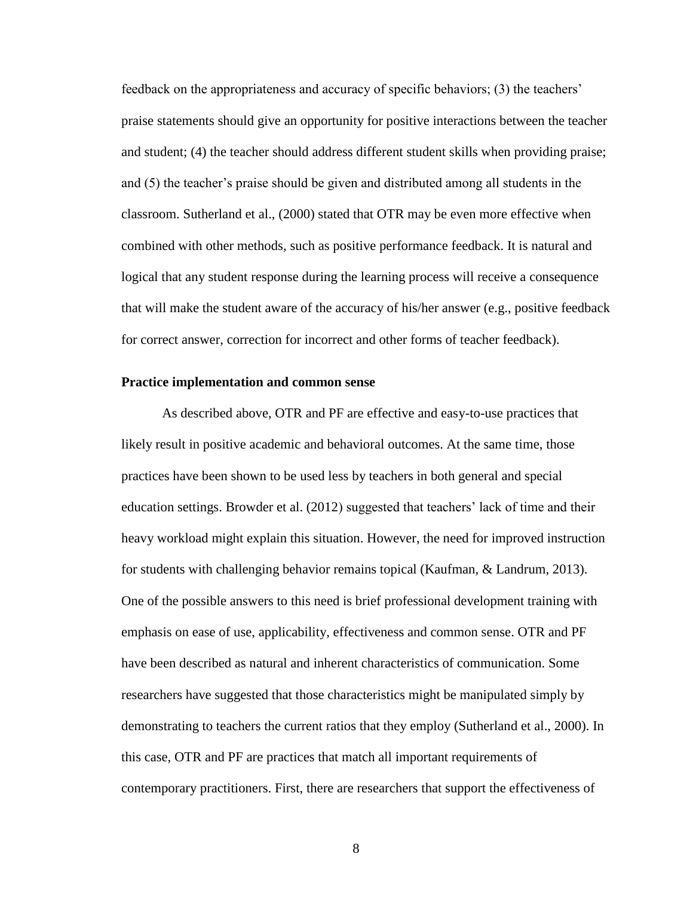feedback on the appropriateness and accuracy of specific behaviors; (3) the teachers' praise statements should give an opportunity for positive interactions between the teacher and student; (4) the teacher should address different student skills when providing praise; and (5) the teacher's praise should be given and distributed among all students in the classroom. Sutherland et al., (2000) stated that OTR may be even more effective when combined with other methods, such as positive performance feedback. It is natural and logical that any student response during the learning process will receive a consequence that will make the student aware of the accuracy of his/her answer (e.g., positive feedback for correct answer, correction for incorrect and other forms of teacher feedback).

**Practice implementation and common sense**

As described above, OTR and PF are effective and easy-to-use practices that likely result in positive academic and behavioral outcomes. At the same time, those practices have been shown to be used less by teachers in both general and special education settings. Browder et al. (2012) suggested that teachers' lack of time and their heavy workload might explain this situation. However, the need for improved instruction for students with challenging behavior remains topical (Kaufman, & Landrum, 2013). One of the possible answers to this need is brief professional development training with emphasis on ease of use, applicability, effectiveness and common sense. OTR and PF have been described as natural and inherent characteristics of communication. Some researchers have suggested that those characteristics might be manipulated simply by demonstrating to teachers the current ratios that they employ (Sutherland et al., 2000). In this case, OTR and PF are practices that match all important requirements of contemporary practitioners. First, there are researchers that support the effectiveness of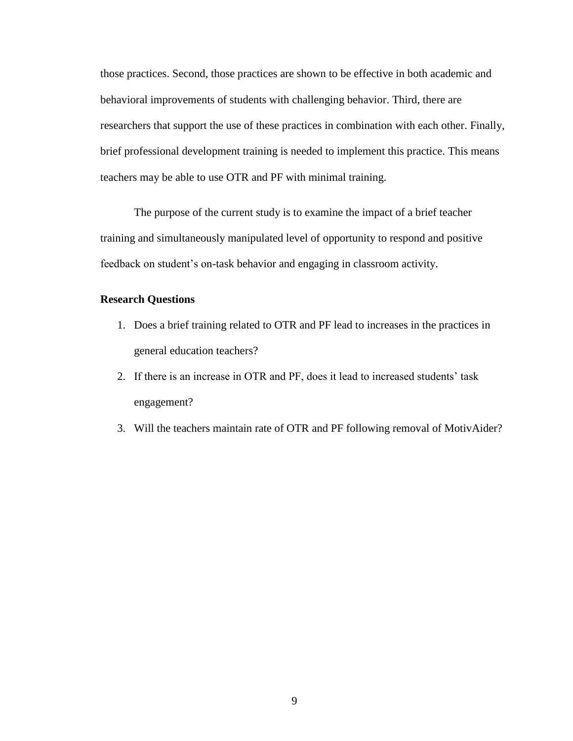those practices. Second, those practices are shown to be effective in both academic and behavioral improvements of students with challenging behavior. Third, there are researchers that support the use of these practices in combination with each other. Finally, brief professional development training is needed to implement this practice. This means teachers may be able to use OTR and PF with minimal training.

The purpose of the current study is to examine the impact of a brief teacher training and simultaneously manipulated level of opportunity to respond and positive feedback on student's on-task behavior and engaging in classroom activity.

**Research Questions**

1. Does a brief training related to OTR and PF lead to increases in the practices in general education teachers?
2. If there is an increase in OTR and PF, does it lead to increased students' task engagement?
3. Will the teachers maintain rate of OTR and PF following removal of MotivAider?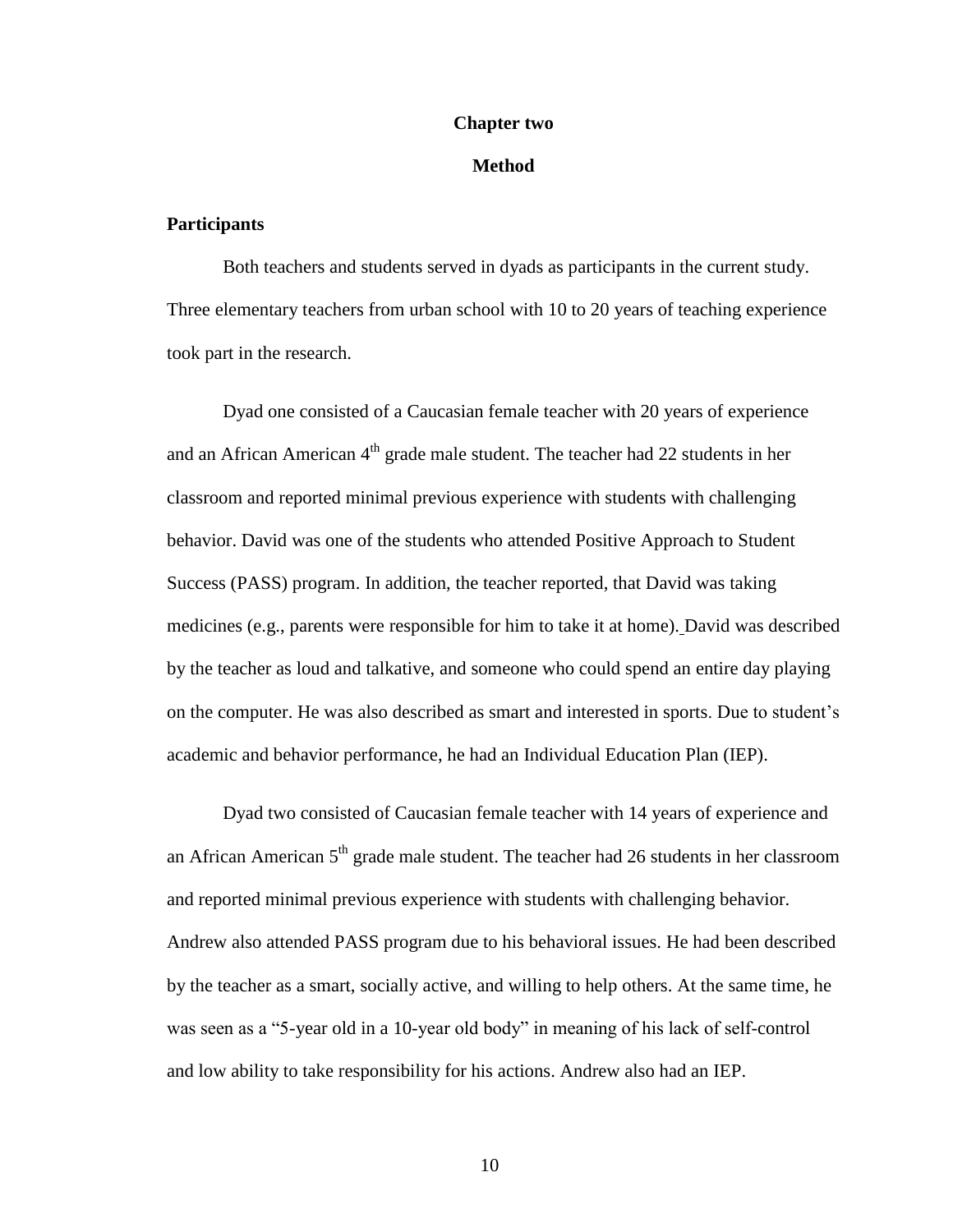# Chapter two

## Method

### Participants

Both teachers and students served in dyads as participants in the current study. Three elementary teachers from urban school with 10 to 20 years of teaching experience took part in the research.

Dyad one consisted of a Caucasian female teacher with 20 years of experience and an African American 4th grade male student. The teacher had 22 students in her classroom and reported minimal previous experience with students with challenging behavior. David was one of the students who attended Positive Approach to Student Success (PASS) program. In addition, the teacher reported, that David was taking medicines (e.g., parents were responsible for him to take it at home). David was described by the teacher as loud and talkative, and someone who could spend an entire day playing on the computer. He was also described as smart and interested in sports. Due to student's academic and behavior performance, he had an Individual Education Plan (IEP).

Dyad two consisted of Caucasian female teacher with 14 years of experience and an African American 5th grade male student. The teacher had 26 students in her classroom and reported minimal previous experience with students with challenging behavior. Andrew also attended PASS program due to his behavioral issues. He had been described by the teacher as a smart, socially active, and willing to help others. At the same time, he was seen as a "5-year old in a 10-year old body" in meaning of his lack of self-control and low ability to take responsibility for his actions. Andrew also had an IEP.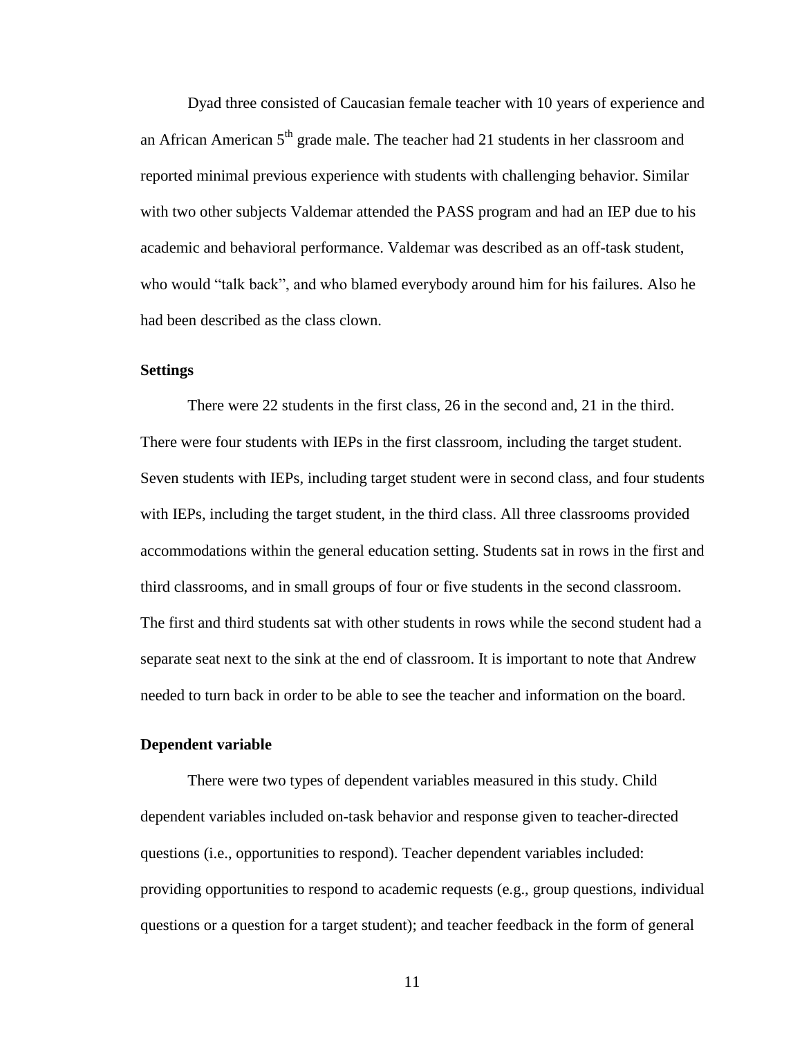Dyad three consisted of Caucasian female teacher with 10 years of experience and an African American 5th grade male. The teacher had 21 students in her classroom and reported minimal previous experience with students with challenging behavior. Similar with two other subjects Valdemar attended the PASS program and had an IEP due to his academic and behavioral performance. Valdemar was described as an off-task student, who would "talk back", and who blamed everybody around him for his failures. Also he had been described as the class clown.

### Settings

There were 22 students in the first class, 26 in the second and, 21 in the third. There were four students with IEPs in the first classroom, including the target student. Seven students with IEPs, including target student were in second class, and four students with IEPs, including the target student, in the third class. All three classrooms provided accommodations within the general education setting. Students sat in rows in the first and third classrooms, and in small groups of four or five students in the second classroom. The first and third students sat with other students in rows while the second student had a separate seat next to the sink at the end of classroom. It is important to note that Andrew needed to turn back in order to be able to see the teacher and information on the board.

### Dependent variable

There were two types of dependent variables measured in this study. Child dependent variables included on-task behavior and response given to teacher-directed questions (i.e., opportunities to respond). Teacher dependent variables included: providing opportunities to respond to academic requests (e.g., group questions, individual questions or a question for a target student); and teacher feedback in the form of general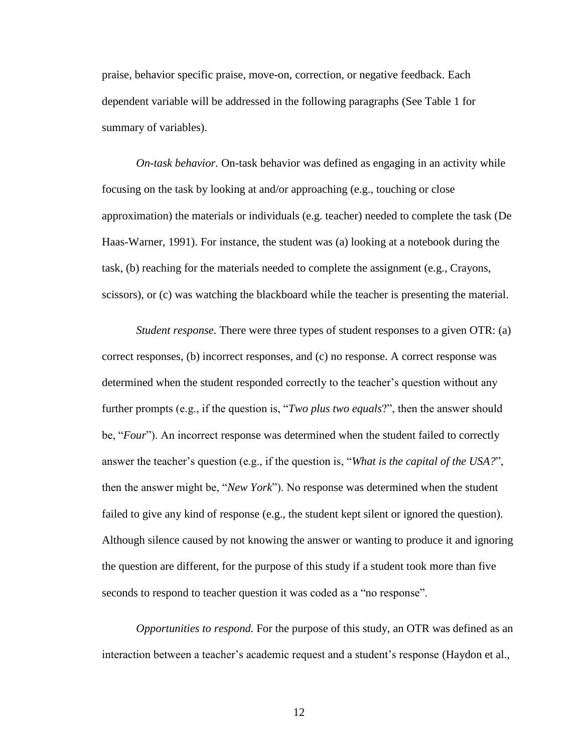praise, behavior specific praise, move-on, correction, or negative feedback. Each dependent variable will be addressed in the following paragraphs (See Table 1 for summary of variables).

*On-task behavior.* On-task behavior was defined as engaging in an activity while focusing on the task by looking at and/or approaching (e.g., touching or close approximation) the materials or individuals (e.g. teacher) needed to complete the task (De Haas-Warner, 1991). For instance, the student was (a) looking at a notebook during the task, (b) reaching for the materials needed to complete the assignment (e.g., Crayons, scissors), or (c) was watching the blackboard while the teacher is presenting the material.

*Student response.* There were three types of student responses to a given OTR: (a) correct responses, (b) incorrect responses, and (c) no response. A correct response was determined when the student responded correctly to the teacher's question without any further prompts (e.g., if the question is, "*Two plus two equals*?", then the answer should be, "*Four*"). An incorrect response was determined when the student failed to correctly answer the teacher's question (e.g., if the question is, "*What is the capital of the USA?*", then the answer might be, "*New York*"). No response was determined when the student failed to give any kind of response (e.g., the student kept silent or ignored the question). Although silence caused by not knowing the answer or wanting to produce it and ignoring the question are different, for the purpose of this study if a student took more than five seconds to respond to teacher question it was coded as a "no response".

*Opportunities to respond.* For the purpose of this study, an OTR was defined as an interaction between a teacher's academic request and a student's response (Haydon et al.,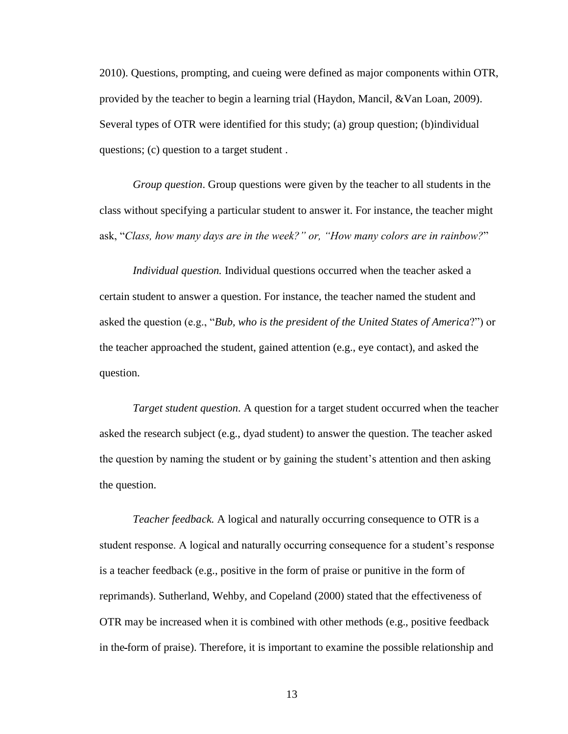2010). Questions, prompting, and cueing were defined as major components within OTR, provided by the teacher to begin a learning trial (Haydon, Mancil, &Van Loan, 2009). Several types of OTR were identified for this study; (a) group question; (b)individual questions; (c) question to a target student .

*Group question*. Group questions were given by the teacher to all students in the class without specifying a particular student to answer it. For instance, the teacher might ask, "*Class, how many days are in the week?" or, "How many colors are in rainbow?*"

*Individual question.* Individual questions occurred when the teacher asked a certain student to answer a question. For instance, the teacher named the student and asked the question (e.g., "*Bub, who is the president of the United States of America*?") or the teacher approached the student, gained attention (e.g., eye contact), and asked the question.

*Target student question*. A question for a target student occurred when the teacher asked the research subject (e.g., dyad student) to answer the question. The teacher asked the question by naming the student or by gaining the student's attention and then asking the question.

*Teacher feedback.* A logical and naturally occurring consequence to OTR is a student response. A logical and naturally occurring consequence for a student's response is a teacher feedback (e.g., positive in the form of praise or punitive in the form of reprimands). Sutherland, Wehby, and Copeland (2000) stated that the effectiveness of OTR may be increased when it is combined with other methods (e.g., positive feedback in the-form of praise). Therefore, it is important to examine the possible relationship and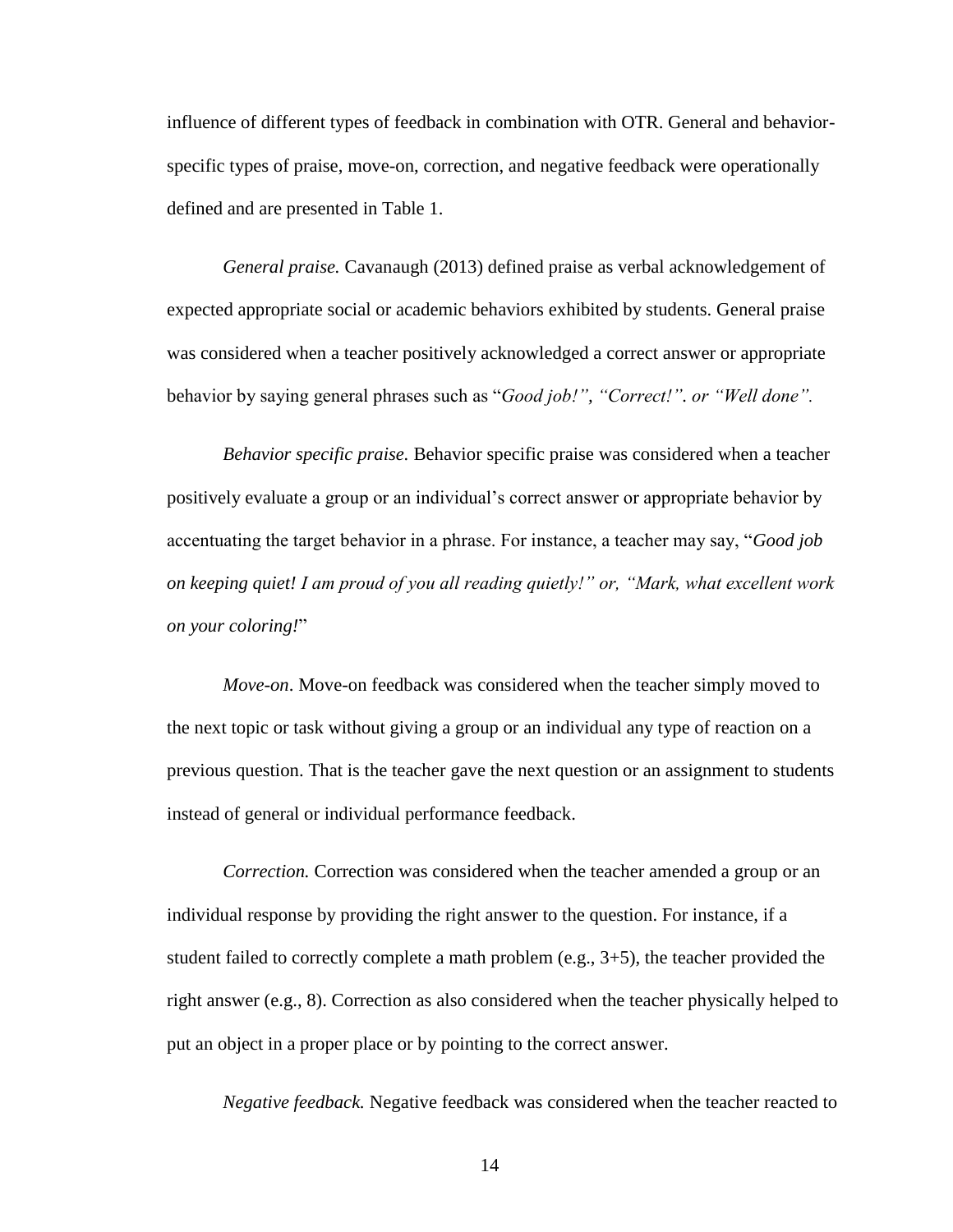influence of different types of feedback in combination with OTR. General and behavior-specific types of praise, move-on, correction, and negative feedback were operationally defined and are presented in Table 1.

*General praise.* Cavanaugh (2013) defined praise as verbal acknowledgement of expected appropriate social or academic behaviors exhibited by students. General praise was considered when a teacher positively acknowledged a correct answer or appropriate behavior by saying general phrases such as "*Good job!", "Correct!". or "Well done".*

*Behavior specific praise.* Behavior specific praise was considered when a teacher positively evaluate a group or an individual's correct answer or appropriate behavior by accentuating the target behavior in a phrase. For instance, a teacher may say, "*Good job on keeping quiet! I am proud of you all reading quietly!" or, "Mark, what excellent work on your coloring!*"

*Move-on*. Move-on feedback was considered when the teacher simply moved to the next topic or task without giving a group or an individual any type of reaction on a previous question. That is the teacher gave the next question or an assignment to students instead of general or individual performance feedback.

*Correction.* Correction was considered when the teacher amended a group or an individual response by providing the right answer to the question. For instance, if a student failed to correctly complete a math problem (e.g., 3+5), the teacher provided the right answer (e.g., 8). Correction as also considered when the teacher physically helped to put an object in a proper place or by pointing to the correct answer.

*Negative feedback.* Negative feedback was considered when the teacher reacted to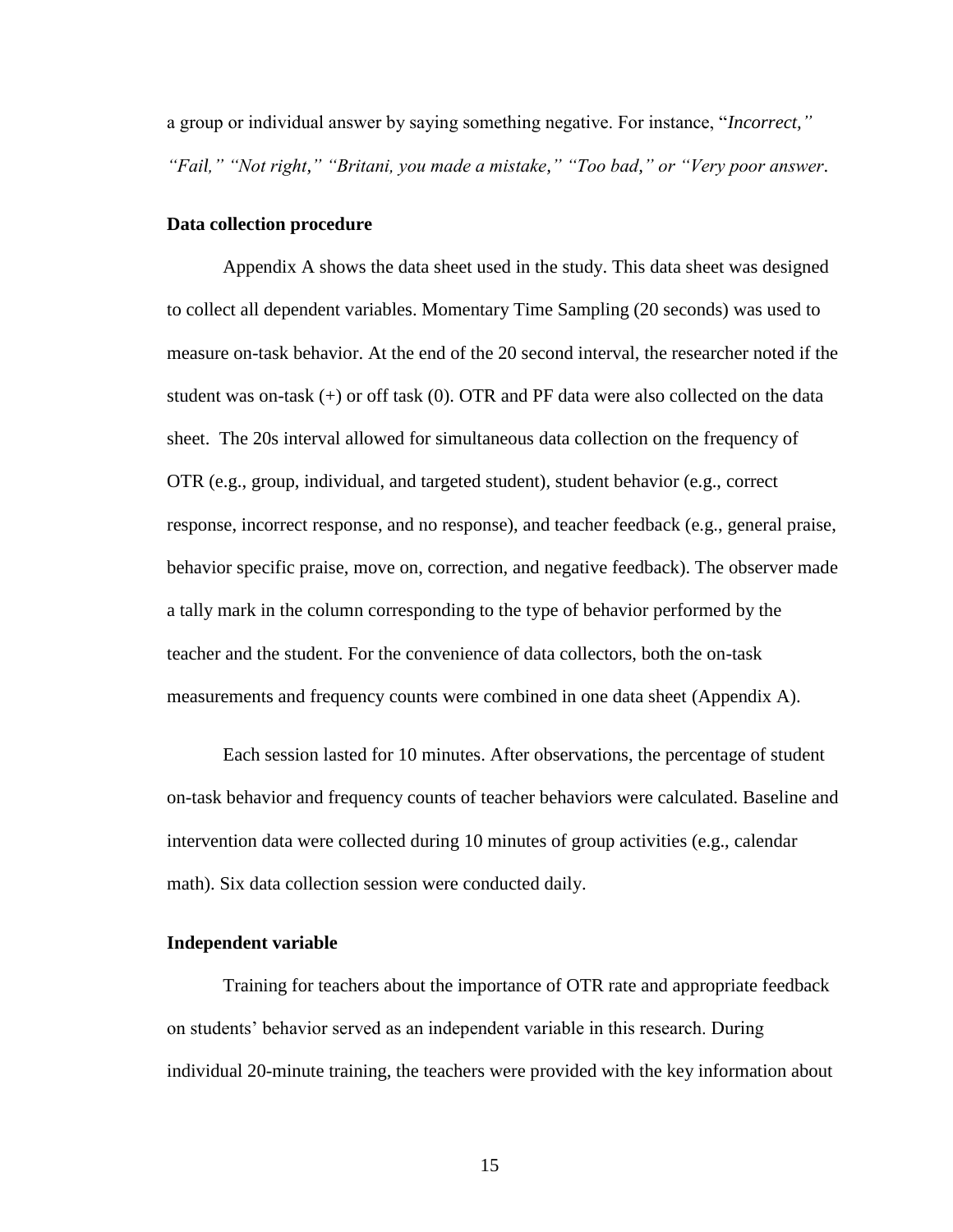a group or individual answer by saying something negative. For instance, "*Incorrect," "Fail," "Not right," "Britani, you made a mistake," "Too bad," or "Very poor answer*.

**Data collection procedure**

Appendix A shows the data sheet used in the study. This data sheet was designed to collect all dependent variables. Momentary Time Sampling (20 seconds) was used to measure on-task behavior. At the end of the 20 second interval, the researcher noted if the student was on-task (+) or off task (0). OTR and PF data were also collected on the data sheet. The 20s interval allowed for simultaneous data collection on the frequency of OTR (e.g., group, individual, and targeted student), student behavior (e.g., correct response, incorrect response, and no response), and teacher feedback (e.g., general praise, behavior specific praise, move on, correction, and negative feedback). The observer made a tally mark in the column corresponding to the type of behavior performed by the teacher and the student. For the convenience of data collectors, both the on-task measurements and frequency counts were combined in one data sheet (Appendix A).

Each session lasted for 10 minutes. After observations, the percentage of student on-task behavior and frequency counts of teacher behaviors were calculated. Baseline and intervention data were collected during 10 minutes of group activities (e.g., calendar math). Six data collection session were conducted daily.

**Independent variable**

Training for teachers about the importance of OTR rate and appropriate feedback on students' behavior served as an independent variable in this research. During individual 20-minute training, the teachers were provided with the key information about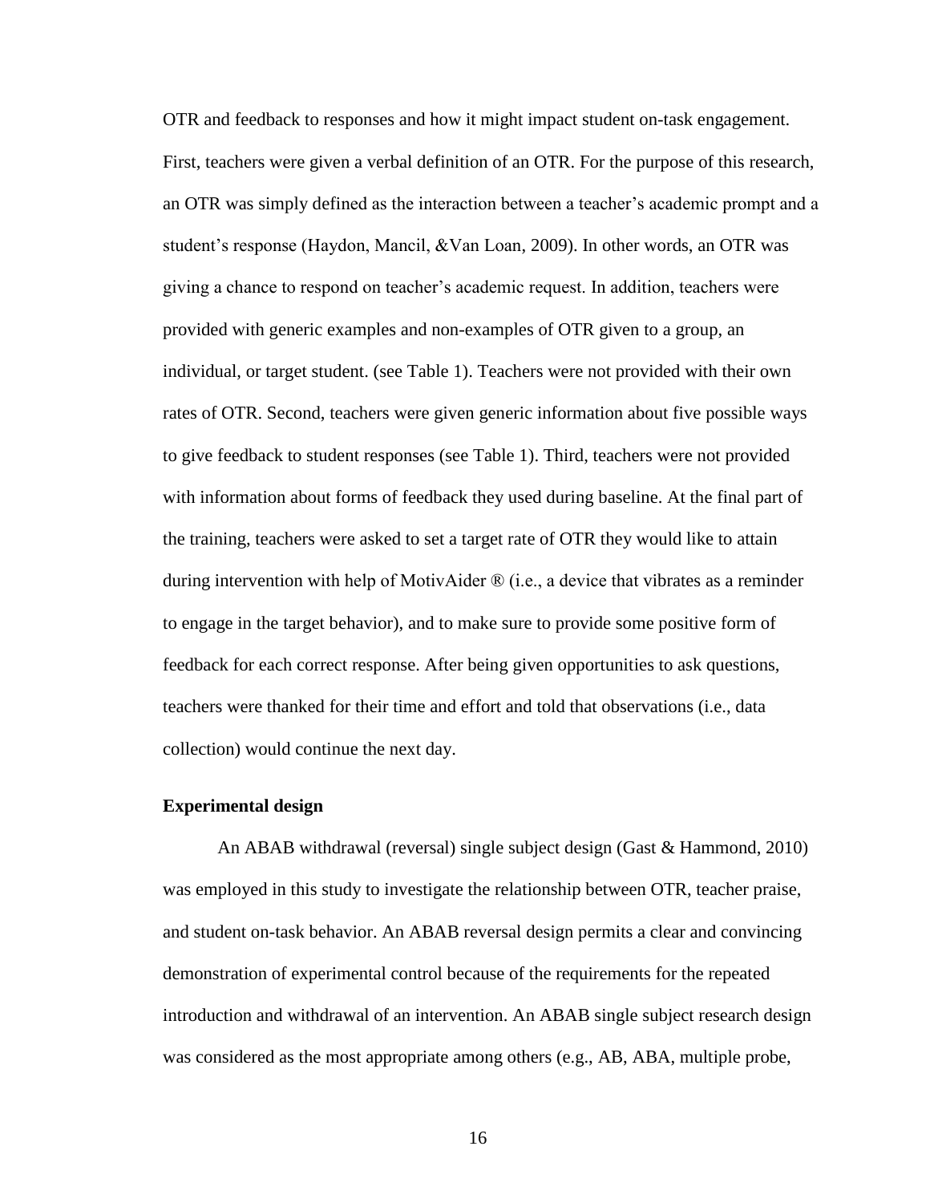OTR and feedback to responses and how it might impact student on-task engagement. First, teachers were given a verbal definition of an OTR. For the purpose of this research, an OTR was simply defined as the interaction between a teacher's academic prompt and a student's response (Haydon, Mancil, &Van Loan, 2009). In other words, an OTR was giving a chance to respond on teacher's academic request. In addition, teachers were provided with generic examples and non-examples of OTR given to a group, an individual, or target student. (see Table 1). Teachers were not provided with their own rates of OTR. Second, teachers were given generic information about five possible ways to give feedback to student responses (see Table 1). Third, teachers were not provided with information about forms of feedback they used during baseline. At the final part of the training, teachers were asked to set a target rate of OTR they would like to attain during intervention with help of MotivAider ® (i.e., a device that vibrates as a reminder to engage in the target behavior), and to make sure to provide some positive form of feedback for each correct response. After being given opportunities to ask questions, teachers were thanked for their time and effort and told that observations (i.e., data collection) would continue the next day.

**Experimental design**

An ABAB withdrawal (reversal) single subject design (Gast & Hammond, 2010) was employed in this study to investigate the relationship between OTR, teacher praise, and student on-task behavior. An ABAB reversal design permits a clear and convincing demonstration of experimental control because of the requirements for the repeated introduction and withdrawal of an intervention. An ABAB single subject research design was considered as the most appropriate among others (e.g., AB, ABA, multiple probe,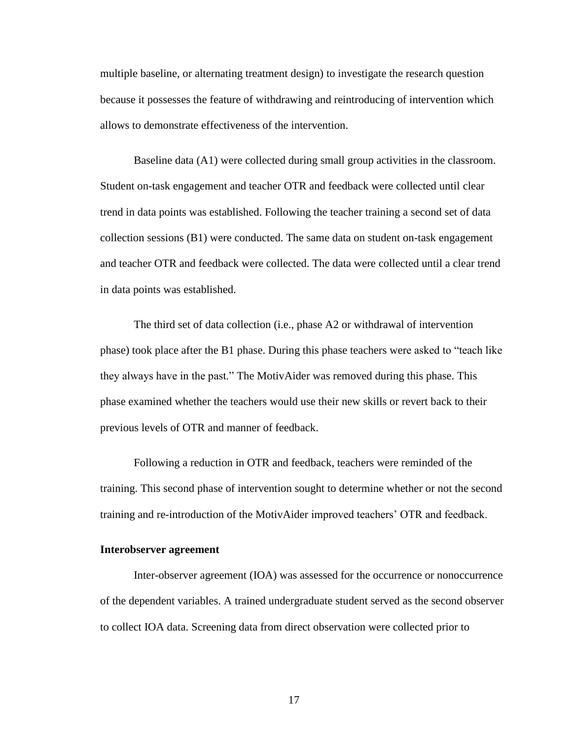multiple baseline, or alternating treatment design) to investigate the research question because it possesses the feature of withdrawing and reintroducing of intervention which allows to demonstrate effectiveness of the intervention.

Baseline data (A1) were collected during small group activities in the classroom. Student on-task engagement and teacher OTR and feedback were collected until clear trend in data points was established. Following the teacher training a second set of data collection sessions (B1) were conducted. The same data on student on-task engagement and teacher OTR and feedback were collected. The data were collected until a clear trend in data points was established.

The third set of data collection (i.e., phase A2 or withdrawal of intervention phase) took place after the B1 phase. During this phase teachers were asked to "teach like they always have in the past." The MotivAider was removed during this phase. This phase examined whether the teachers would use their new skills or revert back to their previous levels of OTR and manner of feedback.

Following a reduction in OTR and feedback, teachers were reminded of the training. This second phase of intervention sought to determine whether or not the second training and re-introduction of the MotivAider improved teachers' OTR and feedback.

**Interobserver agreement**

Inter-observer agreement (IOA) was assessed for the occurrence or nonoccurrence of the dependent variables. A trained undergraduate student served as the second observer to collect IOA data. Screening data from direct observation were collected prior to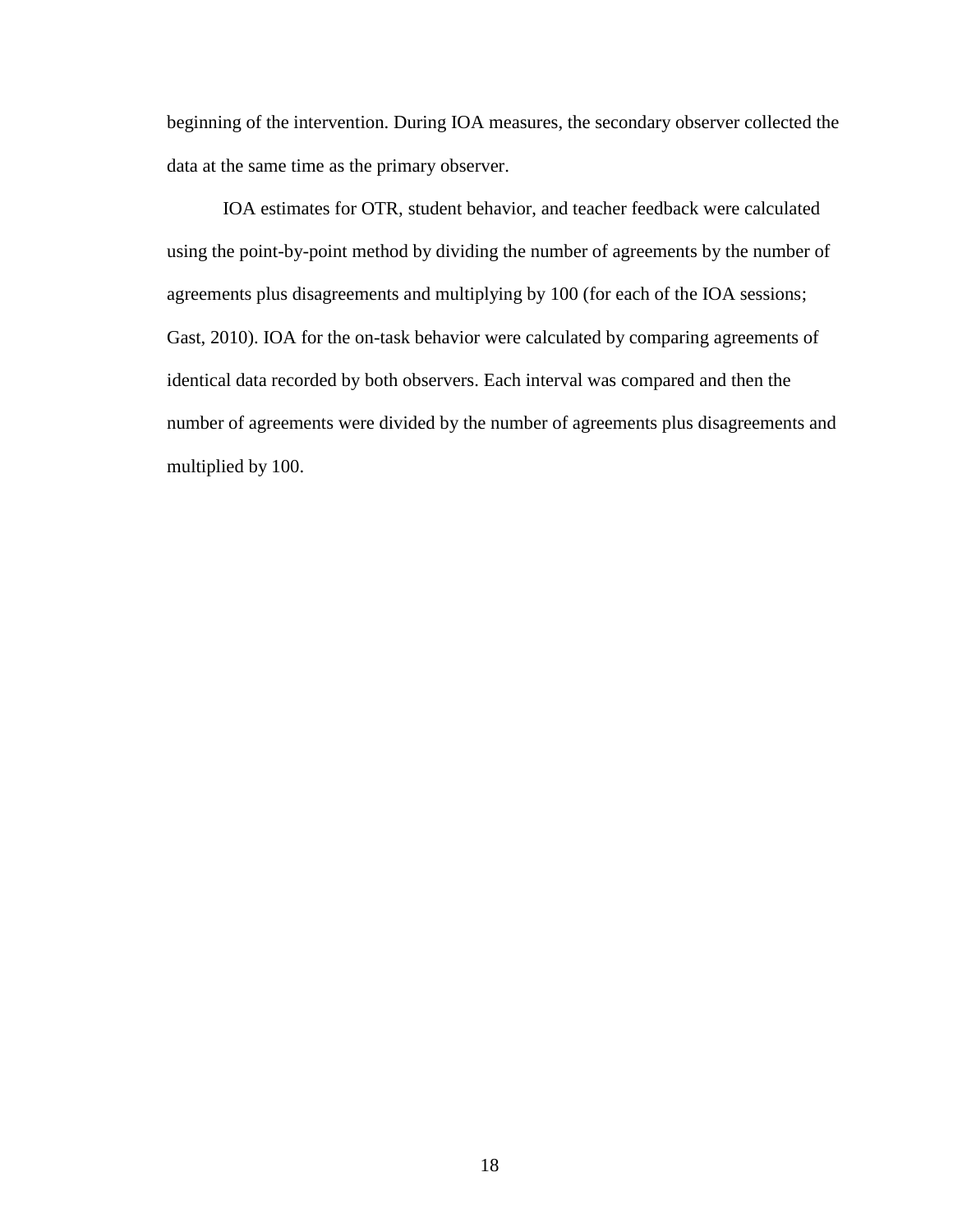beginning of the intervention. During IOA measures, the secondary observer collected the data at the same time as the primary observer.

IOA estimates for OTR, student behavior, and teacher feedback were calculated using the point-by-point method by dividing the number of agreements by the number of agreements plus disagreements and multiplying by 100 (for each of the IOA sessions; Gast, 2010). IOA for the on-task behavior were calculated by comparing agreements of identical data recorded by both observers. Each interval was compared and then the number of agreements were divided by the number of agreements plus disagreements and multiplied by 100.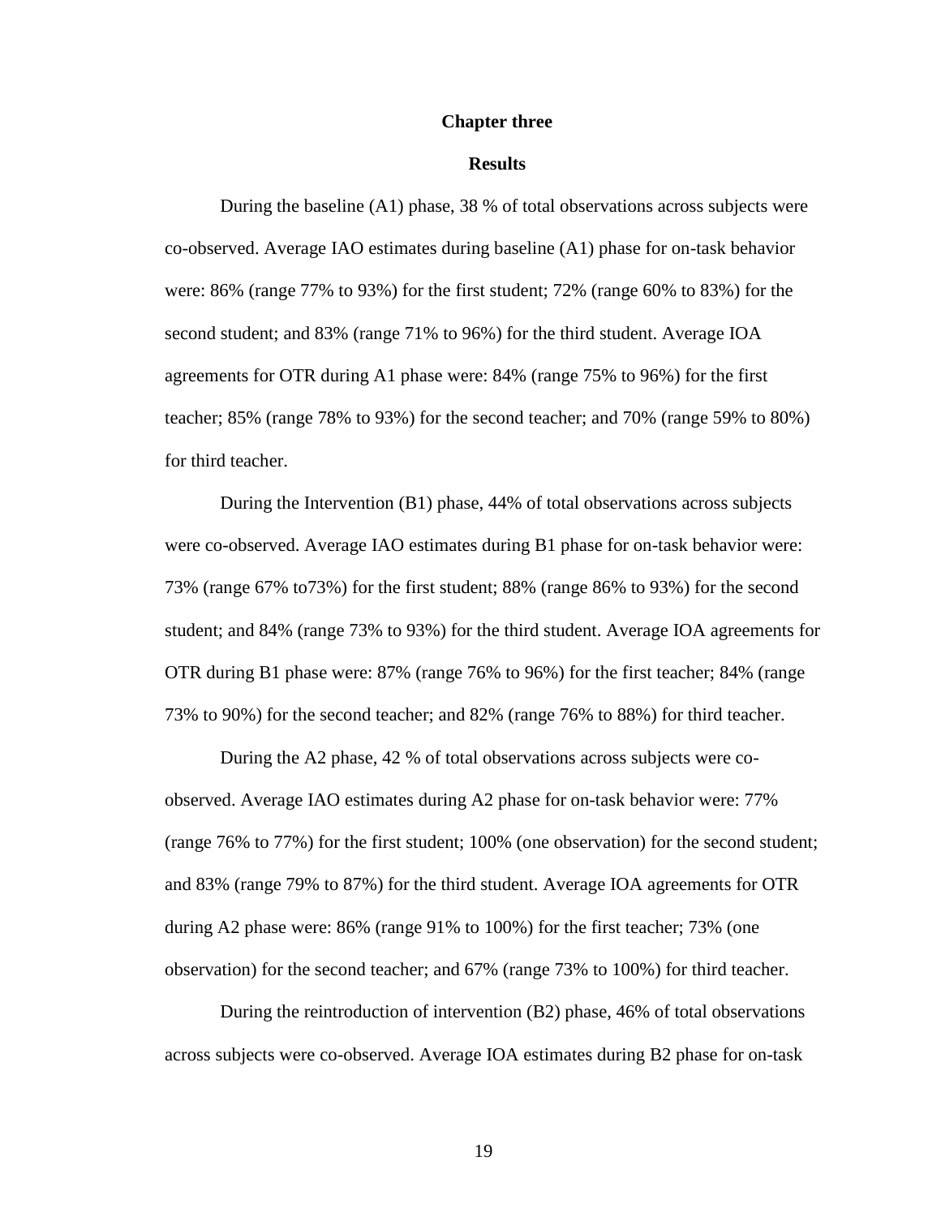# Chapter three

## Results

During the baseline (A1) phase, 38 % of total observations across subjects were co-observed. Average IAO estimates during baseline (A1) phase for on-task behavior were: 86% (range 77% to 93%) for the first student; 72% (range 60% to 83%) for the second student; and 83% (range 71% to 96%) for the third student. Average IOA agreements for OTR during A1 phase were: 84% (range 75% to 96%) for the first teacher; 85% (range 78% to 93%) for the second teacher; and 70% (range 59% to 80%) for third teacher.

During the Intervention (B1) phase, 44% of total observations across subjects were co-observed. Average IAO estimates during B1 phase for on-task behavior were: 73% (range 67% to73%) for the first student; 88% (range 86% to 93%) for the second student; and 84% (range 73% to 93%) for the third student. Average IOA agreements for OTR during B1 phase were: 87% (range 76% to 96%) for the first teacher; 84% (range 73% to 90%) for the second teacher; and 82% (range 76% to 88%) for third teacher.

During the A2 phase, 42 % of total observations across subjects were co-observed. Average IAO estimates during A2 phase for on-task behavior were: 77% (range 76% to 77%) for the first student; 100% (one observation) for the second student; and 83% (range 79% to 87%) for the third student. Average IOA agreements for OTR during A2 phase were: 86% (range 91% to 100%) for the first teacher; 73% (one observation) for the second teacher; and 67% (range 73% to 100%) for third teacher.

During the reintroduction of intervention (B2) phase, 46% of total observations across subjects were co-observed. Average IOA estimates during B2 phase for on-task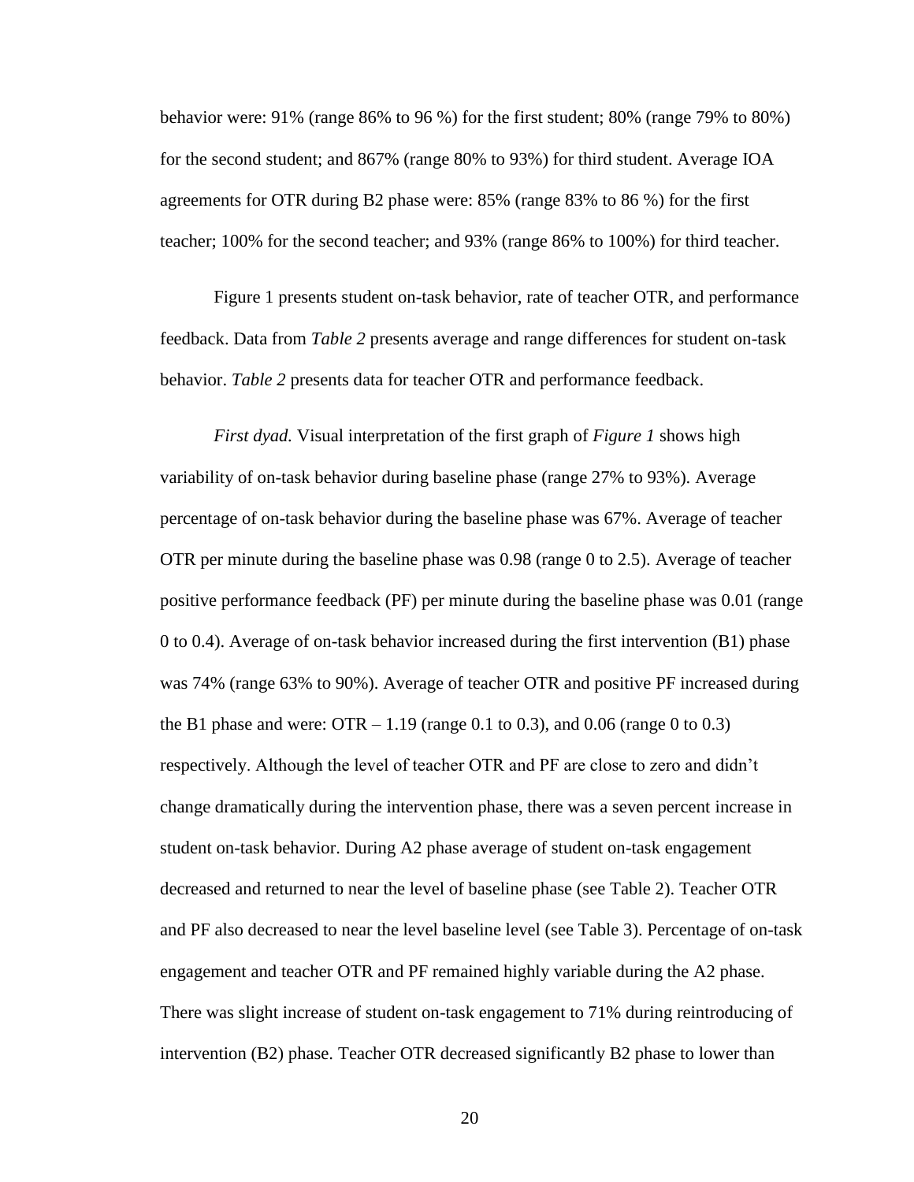behavior were: 91% (range 86% to 96 %) for the first student; 80% (range 79% to 80%) for the second student; and 867% (range 80% to 93%) for third student. Average IOA agreements for OTR during B2 phase were: 85% (range 83% to 86 %) for the first teacher; 100% for the second teacher; and 93% (range 86% to 100%) for third teacher.

Figure 1 presents student on-task behavior, rate of teacher OTR, and performance feedback. Data from *Table 2* presents average and range differences for student on-task behavior. *Table 2* presents data for teacher OTR and performance feedback.

*First dyad.* Visual interpretation of the first graph of *Figure 1* shows high variability of on-task behavior during baseline phase (range 27% to 93%). Average percentage of on-task behavior during the baseline phase was 67%. Average of teacher OTR per minute during the baseline phase was 0.98 (range 0 to 2.5). Average of teacher positive performance feedback (PF) per minute during the baseline phase was 0.01 (range 0 to 0.4). Average of on-task behavior increased during the first intervention (B1) phase was 74% (range 63% to 90%). Average of teacher OTR and positive PF increased during the B1 phase and were: OTR – 1.19 (range 0.1 to 0.3), and 0.06 (range 0 to 0.3) respectively. Although the level of teacher OTR and PF are close to zero and didn't change dramatically during the intervention phase, there was a seven percent increase in student on-task behavior. During A2 phase average of student on-task engagement decreased and returned to near the level of baseline phase (see Table 2). Teacher OTR and PF also decreased to near the level baseline level (see Table 3). Percentage of on-task engagement and teacher OTR and PF remained highly variable during the A2 phase. There was slight increase of student on-task engagement to 71% during reintroducing of intervention (B2) phase. Teacher OTR decreased significantly B2 phase to lower than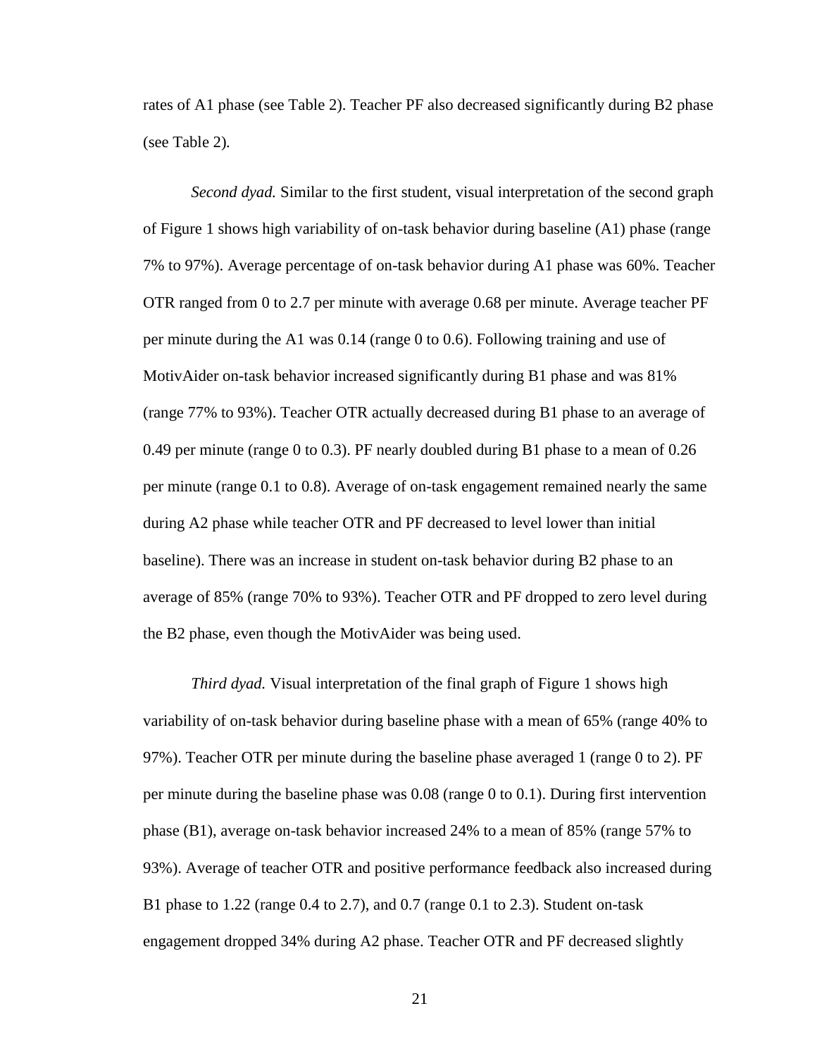rates of A1 phase (see Table 2). Teacher PF also decreased significantly during B2 phase (see Table 2).

*Second dyad.* Similar to the first student, visual interpretation of the second graph of Figure 1 shows high variability of on-task behavior during baseline (A1) phase (range 7% to 97%). Average percentage of on-task behavior during A1 phase was 60%. Teacher OTR ranged from 0 to 2.7 per minute with average 0.68 per minute. Average teacher PF per minute during the A1 was 0.14 (range 0 to 0.6). Following training and use of MotivAider on-task behavior increased significantly during B1 phase and was 81% (range 77% to 93%). Teacher OTR actually decreased during B1 phase to an average of 0.49 per minute (range 0 to 0.3). PF nearly doubled during B1 phase to a mean of 0.26 per minute (range 0.1 to 0.8). Average of on-task engagement remained nearly the same during A2 phase while teacher OTR and PF decreased to level lower than initial baseline). There was an increase in student on-task behavior during B2 phase to an average of 85% (range 70% to 93%). Teacher OTR and PF dropped to zero level during the B2 phase, even though the MotivAider was being used.

*Third dyad.* Visual interpretation of the final graph of Figure 1 shows high variability of on-task behavior during baseline phase with a mean of 65% (range 40% to 97%). Teacher OTR per minute during the baseline phase averaged 1 (range 0 to 2). PF per minute during the baseline phase was 0.08 (range 0 to 0.1). During first intervention phase (B1), average on-task behavior increased 24% to a mean of 85% (range 57% to 93%). Average of teacher OTR and positive performance feedback also increased during B1 phase to 1.22 (range 0.4 to 2.7), and 0.7 (range 0.1 to 2.3). Student on-task engagement dropped 34% during A2 phase. Teacher OTR and PF decreased slightly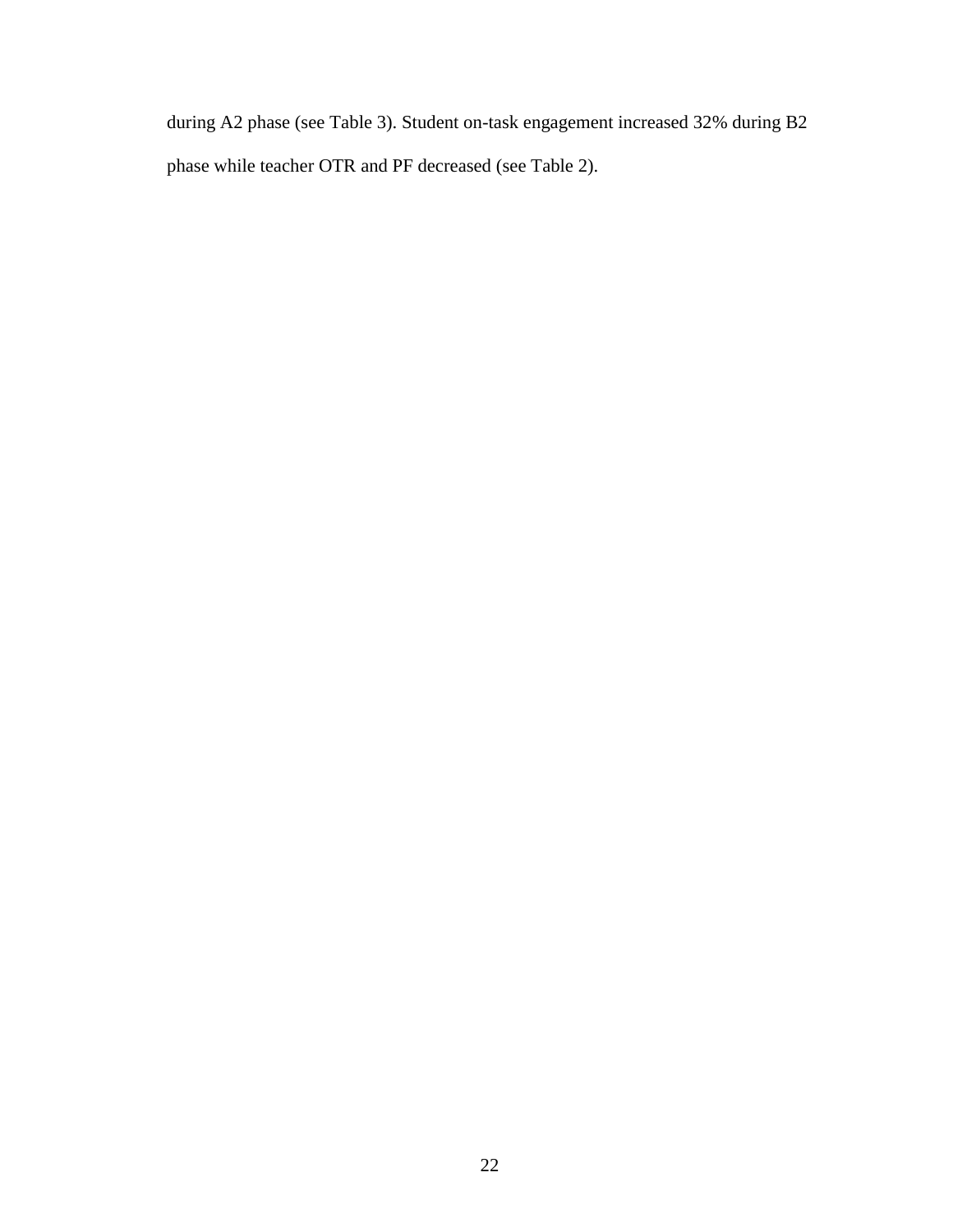during A2 phase (see Table 3). Student on-task engagement increased 32% during B2 phase while teacher OTR and PF decreased (see Table 2).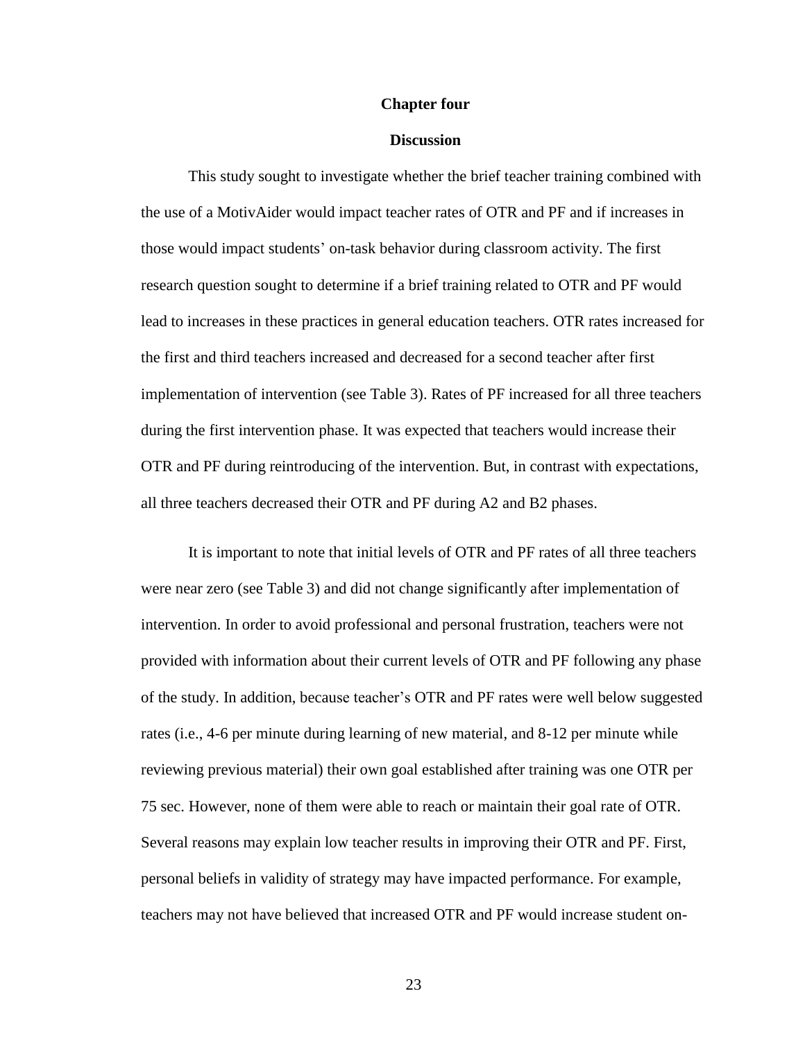# Chapter four

## Discussion

This study sought to investigate whether the brief teacher training combined with the use of a MotivAider would impact teacher rates of OTR and PF and if increases in those would impact students' on-task behavior during classroom activity. The first research question sought to determine if a brief training related to OTR and PF would lead to increases in these practices in general education teachers. OTR rates increased for the first and third teachers increased and decreased for a second teacher after first implementation of intervention (see Table 3). Rates of PF increased for all three teachers during the first intervention phase. It was expected that teachers would increase their OTR and PF during reintroducing of the intervention. But, in contrast with expectations, all three teachers decreased their OTR and PF during A2 and B2 phases.

It is important to note that initial levels of OTR and PF rates of all three teachers were near zero (see Table 3) and did not change significantly after implementation of intervention. In order to avoid professional and personal frustration, teachers were not provided with information about their current levels of OTR and PF following any phase of the study. In addition, because teacher's OTR and PF rates were well below suggested rates (i.e., 4-6 per minute during learning of new material, and 8-12 per minute while reviewing previous material) their own goal established after training was one OTR per 75 sec. However, none of them were able to reach or maintain their goal rate of OTR. Several reasons may explain low teacher results in improving their OTR and PF. First, personal beliefs in validity of strategy may have impacted performance. For example, teachers may not have believed that increased OTR and PF would increase student on-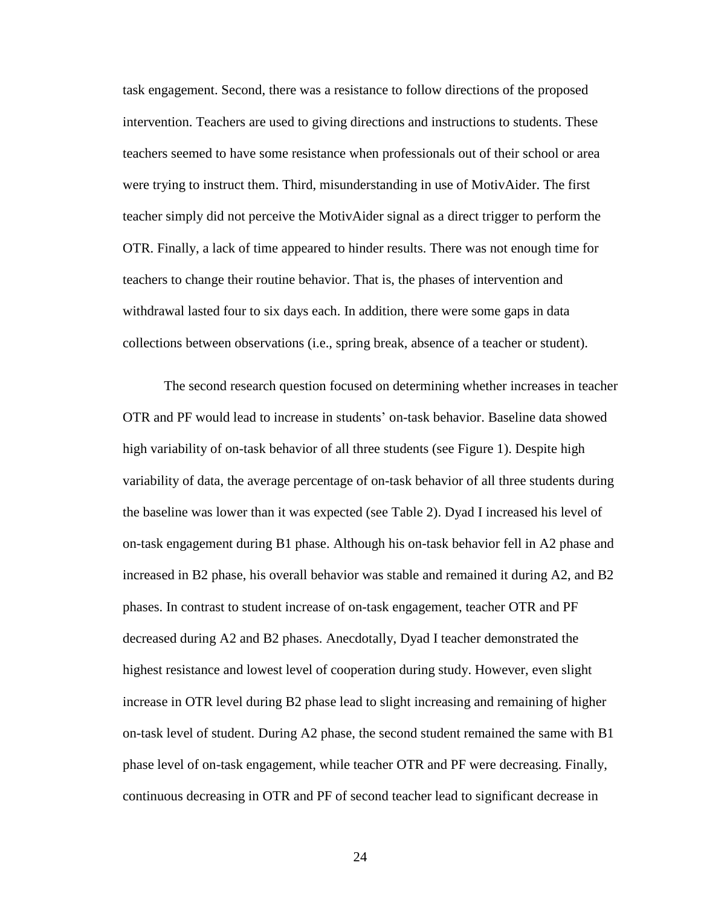task engagement. Second, there was a resistance to follow directions of the proposed intervention. Teachers are used to giving directions and instructions to students. These teachers seemed to have some resistance when professionals out of their school or area were trying to instruct them. Third, misunderstanding in use of MotivAider. The first teacher simply did not perceive the MotivAider signal as a direct trigger to perform the OTR. Finally, a lack of time appeared to hinder results. There was not enough time for teachers to change their routine behavior. That is, the phases of intervention and withdrawal lasted four to six days each. In addition, there were some gaps in data collections between observations (i.e., spring break, absence of a teacher or student).

The second research question focused on determining whether increases in teacher OTR and PF would lead to increase in students' on-task behavior. Baseline data showed high variability of on-task behavior of all three students (see Figure 1). Despite high variability of data, the average percentage of on-task behavior of all three students during the baseline was lower than it was expected (see Table 2). Dyad I increased his level of on-task engagement during B1 phase. Although his on-task behavior fell in A2 phase and increased in B2 phase, his overall behavior was stable and remained it during A2, and B2 phases. In contrast to student increase of on-task engagement, teacher OTR and PF decreased during A2 and B2 phases. Anecdotally, Dyad I teacher demonstrated the highest resistance and lowest level of cooperation during study. However, even slight increase in OTR level during B2 phase lead to slight increasing and remaining of higher on-task level of student. During A2 phase, the second student remained the same with B1 phase level of on-task engagement, while teacher OTR and PF were decreasing. Finally, continuous decreasing in OTR and PF of second teacher lead to significant decrease in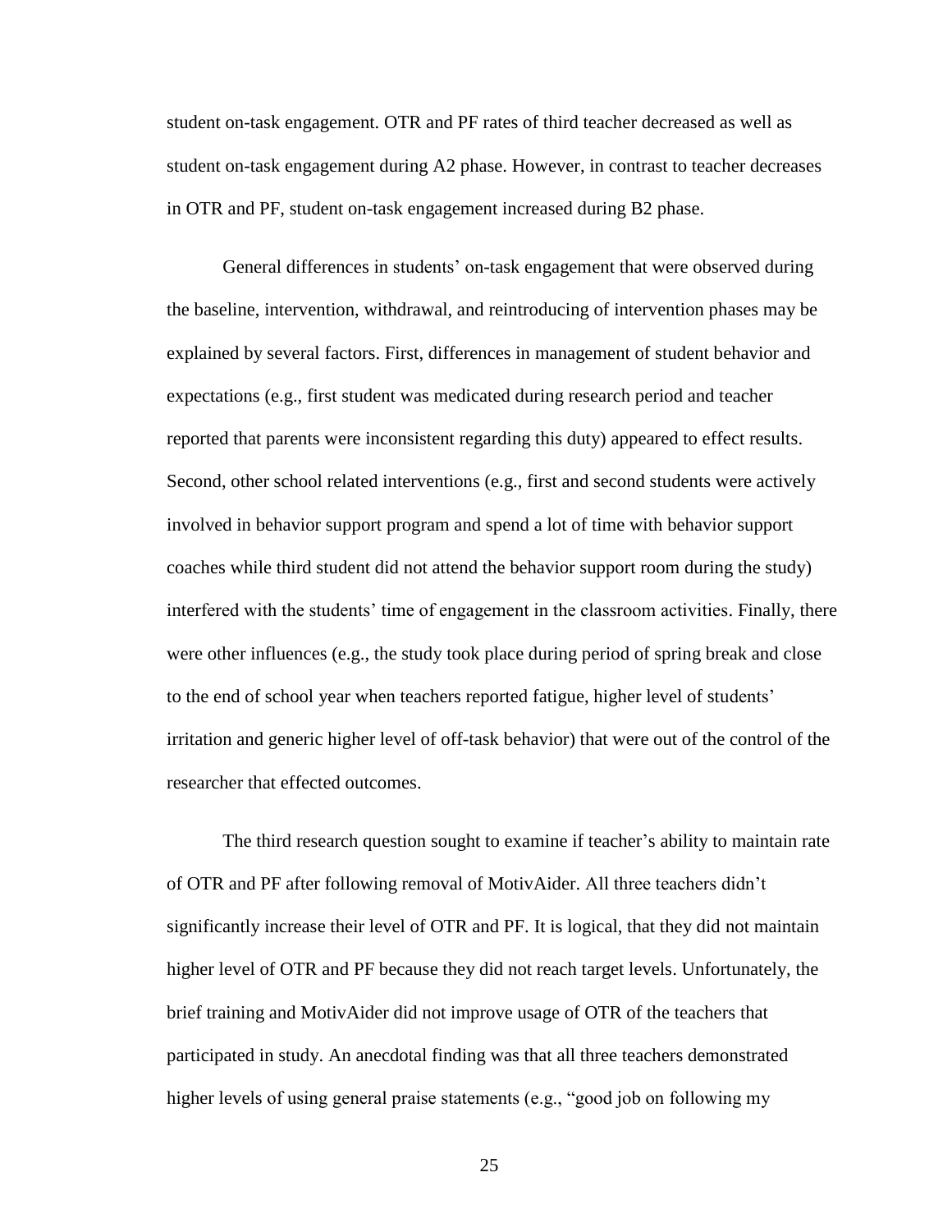student on-task engagement. OTR and PF rates of third teacher decreased as well as student on-task engagement during A2 phase. However, in contrast to teacher decreases in OTR and PF, student on-task engagement increased during B2 phase.

General differences in students' on-task engagement that were observed during the baseline, intervention, withdrawal, and reintroducing of intervention phases may be explained by several factors. First, differences in management of student behavior and expectations (e.g., first student was medicated during research period and teacher reported that parents were inconsistent regarding this duty) appeared to effect results. Second, other school related interventions (e.g., first and second students were actively involved in behavior support program and spend a lot of time with behavior support coaches while third student did not attend the behavior support room during the study) interfered with the students' time of engagement in the classroom activities. Finally, there were other influences (e.g., the study took place during period of spring break and close to the end of school year when teachers reported fatigue, higher level of students' irritation and generic higher level of off-task behavior) that were out of the control of the researcher that effected outcomes.

The third research question sought to examine if teacher's ability to maintain rate of OTR and PF after following removal of MotivAider. All three teachers didn't significantly increase their level of OTR and PF. It is logical, that they did not maintain higher level of OTR and PF because they did not reach target levels. Unfortunately, the brief training and MotivAider did not improve usage of OTR of the teachers that participated in study. An anecdotal finding was that all three teachers demonstrated higher levels of using general praise statements (e.g., "good job on following my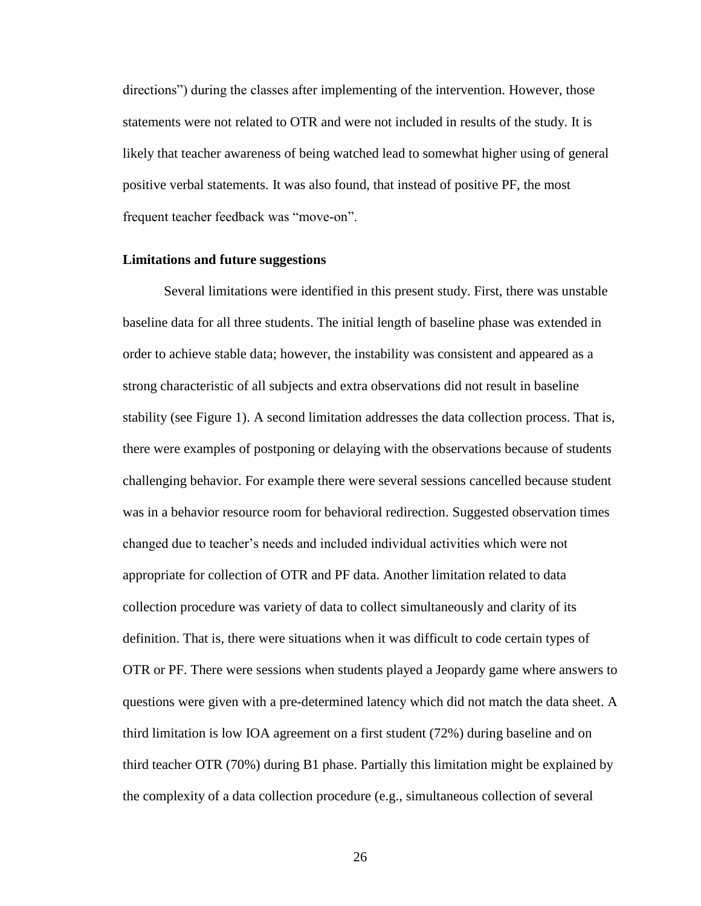directions") during the classes after implementing of the intervention. However, those statements were not related to OTR and were not included in results of the study. It is likely that teacher awareness of being watched lead to somewhat higher using of general positive verbal statements. It was also found, that instead of positive PF, the most frequent teacher feedback was "move-on".

### Limitations and future suggestions

Several limitations were identified in this present study. First, there was unstable baseline data for all three students. The initial length of baseline phase was extended in order to achieve stable data; however, the instability was consistent and appeared as a strong characteristic of all subjects and extra observations did not result in baseline stability (see Figure 1). A second limitation addresses the data collection process. That is, there were examples of postponing or delaying with the observations because of students challenging behavior. For example there were several sessions cancelled because student was in a behavior resource room for behavioral redirection. Suggested observation times changed due to teacher's needs and included individual activities which were not appropriate for collection of OTR and PF data. Another limitation related to data collection procedure was variety of data to collect simultaneously and clarity of its definition. That is, there were situations when it was difficult to code certain types of OTR or PF. There were sessions when students played a Jeopardy game where answers to questions were given with a pre-determined latency which did not match the data sheet. A third limitation is low IOA agreement on a first student (72%) during baseline and on third teacher OTR (70%) during B1 phase. Partially this limitation might be explained by the complexity of a data collection procedure (e.g., simultaneous collection of several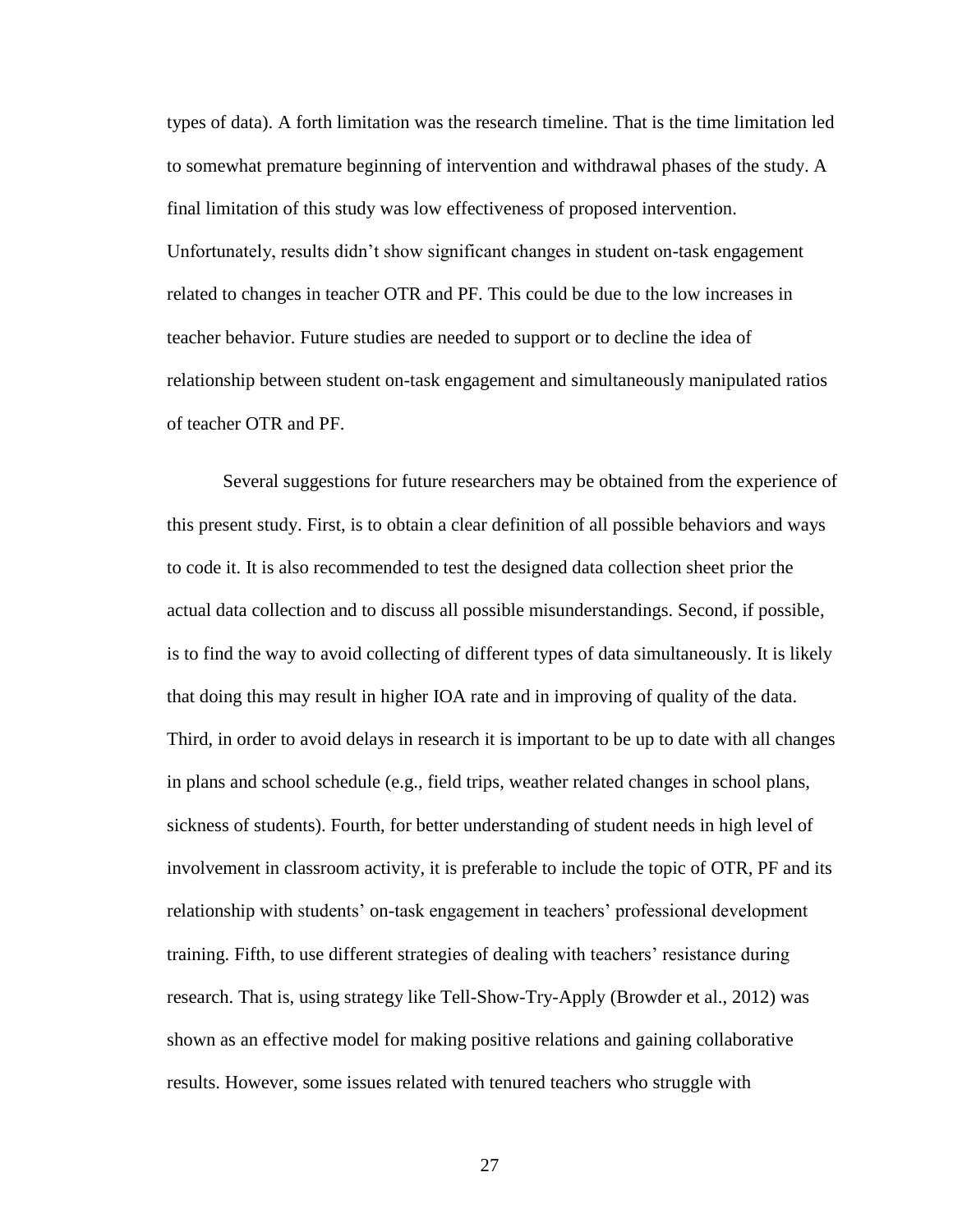types of data). A forth limitation was the research timeline. That is the time limitation led to somewhat premature beginning of intervention and withdrawal phases of the study. A final limitation of this study was low effectiveness of proposed intervention. Unfortunately, results didn't show significant changes in student on-task engagement related to changes in teacher OTR and PF. This could be due to the low increases in teacher behavior. Future studies are needed to support or to decline the idea of relationship between student on-task engagement and simultaneously manipulated ratios of teacher OTR and PF.

Several suggestions for future researchers may be obtained from the experience of this present study. First, is to obtain a clear definition of all possible behaviors and ways to code it. It is also recommended to test the designed data collection sheet prior the actual data collection and to discuss all possible misunderstandings. Second, if possible, is to find the way to avoid collecting of different types of data simultaneously. It is likely that doing this may result in higher IOA rate and in improving of quality of the data. Third, in order to avoid delays in research it is important to be up to date with all changes in plans and school schedule (e.g., field trips, weather related changes in school plans, sickness of students). Fourth, for better understanding of student needs in high level of involvement in classroom activity, it is preferable to include the topic of OTR, PF and its relationship with students' on-task engagement in teachers' professional development training. Fifth, to use different strategies of dealing with teachers' resistance during research. That is, using strategy like Tell-Show-Try-Apply (Browder et al., 2012) was shown as an effective model for making positive relations and gaining collaborative results. However, some issues related with tenured teachers who struggle with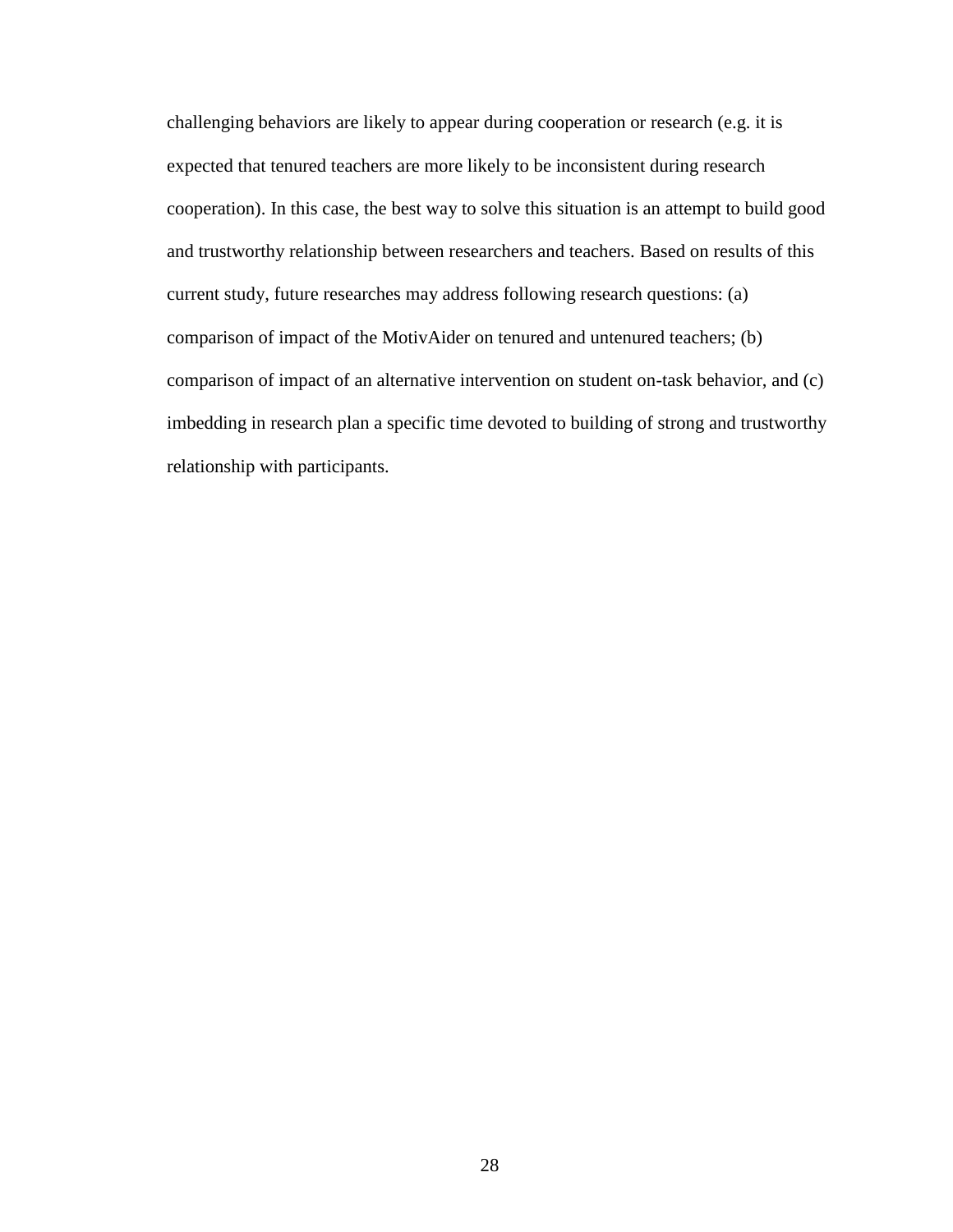challenging behaviors are likely to appear during cooperation or research (e.g. it is expected that tenured teachers are more likely to be inconsistent during research cooperation). In this case, the best way to solve this situation is an attempt to build good and trustworthy relationship between researchers and teachers. Based on results of this current study, future researches may address following research questions: (a) comparison of impact of the MotivAider on tenured and untenured teachers; (b) comparison of impact of an alternative intervention on student on-task behavior, and (c) imbedding in research plan a specific time devoted to building of strong and trustworthy relationship with participants.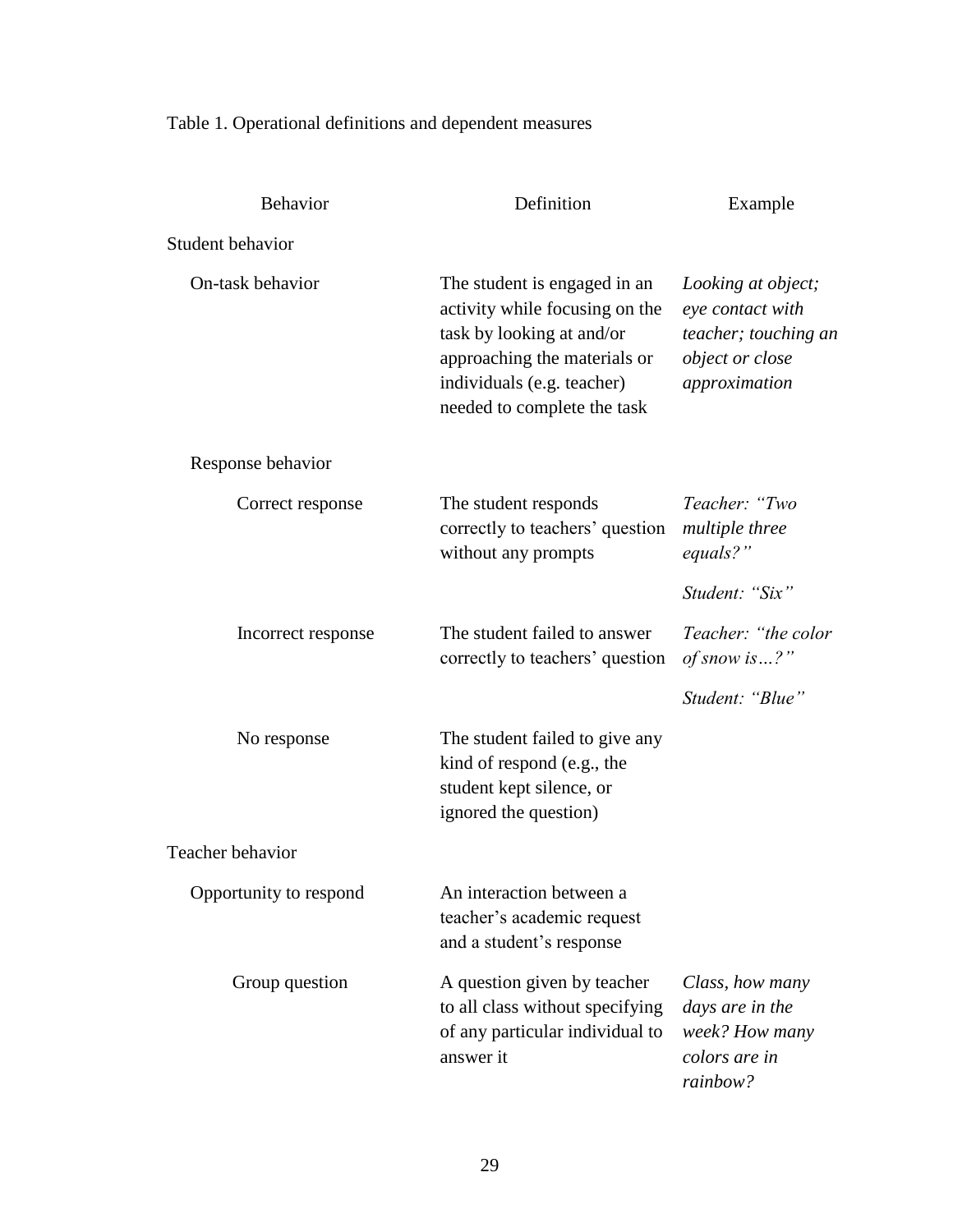Table 1. Operational definitions and dependent measures

| Behavior | Definition | Example |
| --- | --- | --- |
| Student behavior | | |
| On-task behavior | The student is engaged in an activity while focusing on the task by looking at and/or approaching the materials or individuals (e.g. teacher) needed to complete the task | *Looking at object; eye contact with teacher; touching an object or close approximation* |
| Response behavior | | |
| Correct response | The student responds correctly to teachers' question without any prompts | *Teacher: "Two multiple three equals?"* *Student: "Six"* |
| Incorrect response | The student failed to answer correctly to teachers' question | *Teacher: "the color of snow is…?"* *Student: "Blue"* |
| No response | The student failed to give any kind of respond (e.g., the student kept silence, or ignored the question) | |
| Teacher behavior | | |
| Opportunity to respond | An interaction between a teacher's academic request and a student's response | |
| Group question | A question given by teacher to all class without specifying of any particular individual to answer it | *Class, how many days are in the week? How many colors are in rainbow?* |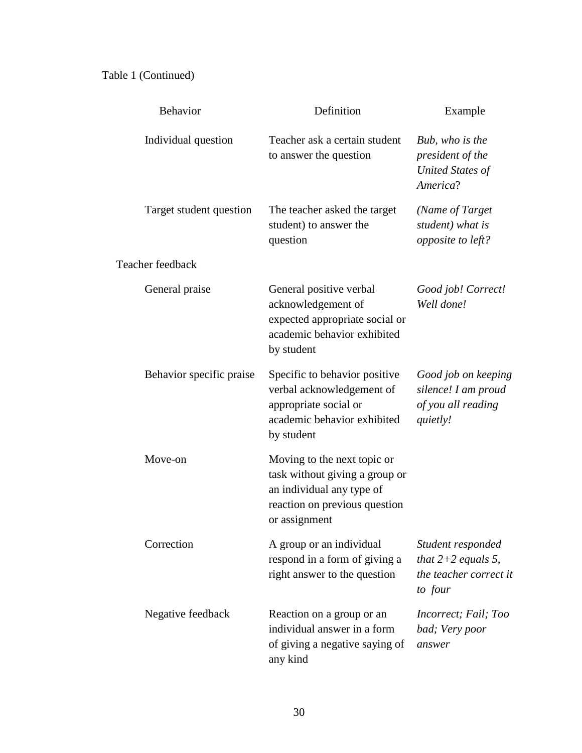Table 1 (Continued)

| Behavior | Definition | Example |
|---|---|---|
| Individual question | Teacher ask a certain student to answer the question | *Bub, who is the president of the United States of America*? |
| Target student question | The teacher asked the target student) to answer the question | *(Name of Target student) what is opposite to left?* |
| Teacher feedback | | |
| General praise | General positive verbal acknowledgement of expected appropriate social or academic behavior exhibited by student | *Good job! Correct! Well done!* |
| Behavior specific praise | Specific to behavior positive verbal acknowledgement of appropriate social or academic behavior exhibited by student | *Good job on keeping silence! I am proud of you all reading quietly!* |
| Move-on | Moving to the next topic or task without giving a group or an individual any type of reaction on previous question or assignment | |
| Correction | A group or an individual respond in a form of giving a right answer to the question | *Student responded that 2+2 equals 5, the teacher correct it to four* |
| Negative feedback | Reaction on a group or an individual answer in a form of giving a negative saying of any kind | *Incorrect; Fail; Too bad; Very poor answer* |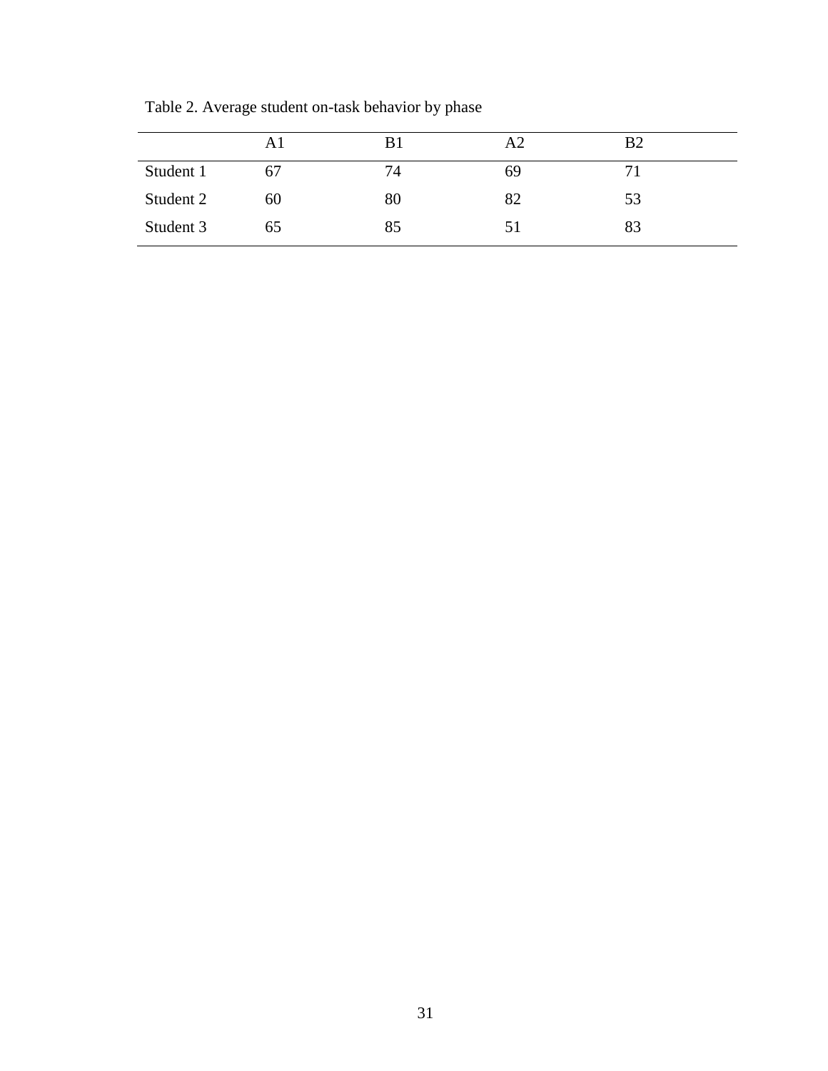Table 2. Average student on-task behavior by phase

| | A1 | B1 | A2 | B2 |
|---|---|---|---|---|
| Student 1 | 67 | 74 | 69 | 71 |
| Student 2 | 60 | 80 | 82 | 53 |
| Student 3 | 65 | 85 | 51 | 83 |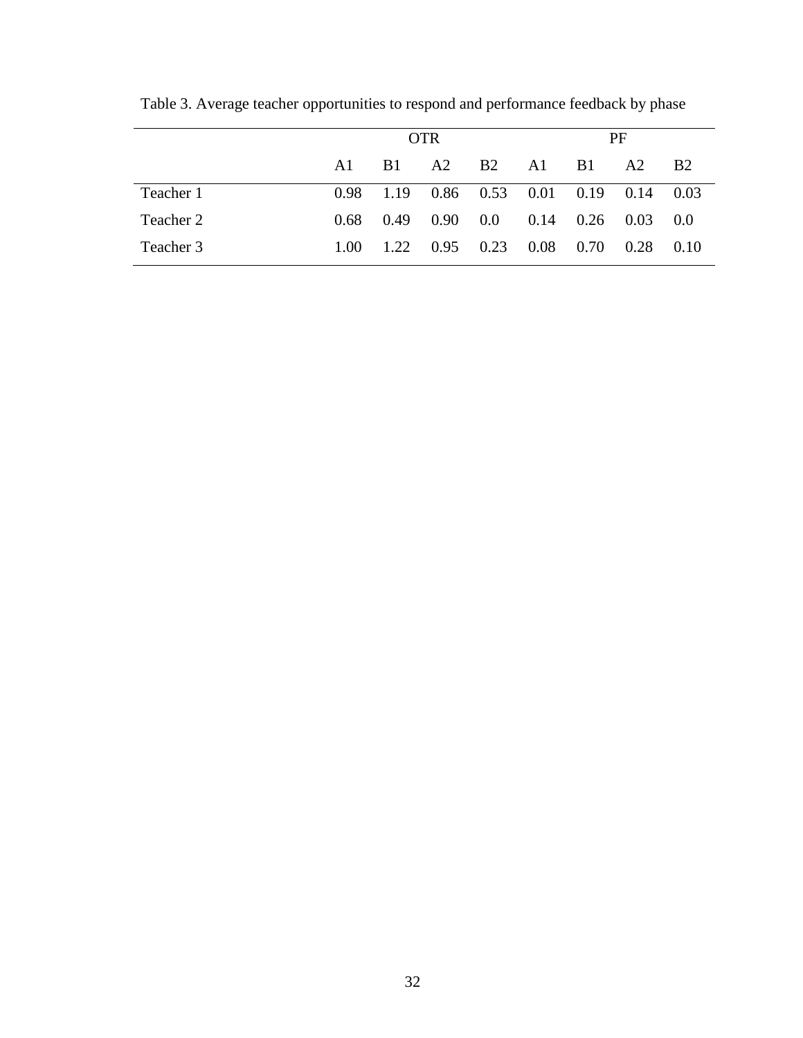Table 3. Average teacher opportunities to respond and performance feedback by phase

| | OTR | | | | PF | | | |
|---|---|---|---|---|---|---|---|---|
| | A1 | B1 | A2 | B2 | A1 | B1 | A2 | B2 |
| Teacher 1 | 0.98 | 1.19 | 0.86 | 0.53 | 0.01 | 0.19 | 0.14 | 0.03 |
| Teacher 2 | 0.68 | 0.49 | 0.90 | 0.0 | 0.14 | 0.26 | 0.03 | 0.0 |
| Teacher 3 | 1.00 | 1.22 | 0.95 | 0.23 | 0.08 | 0.70 | 0.28 | 0.10 |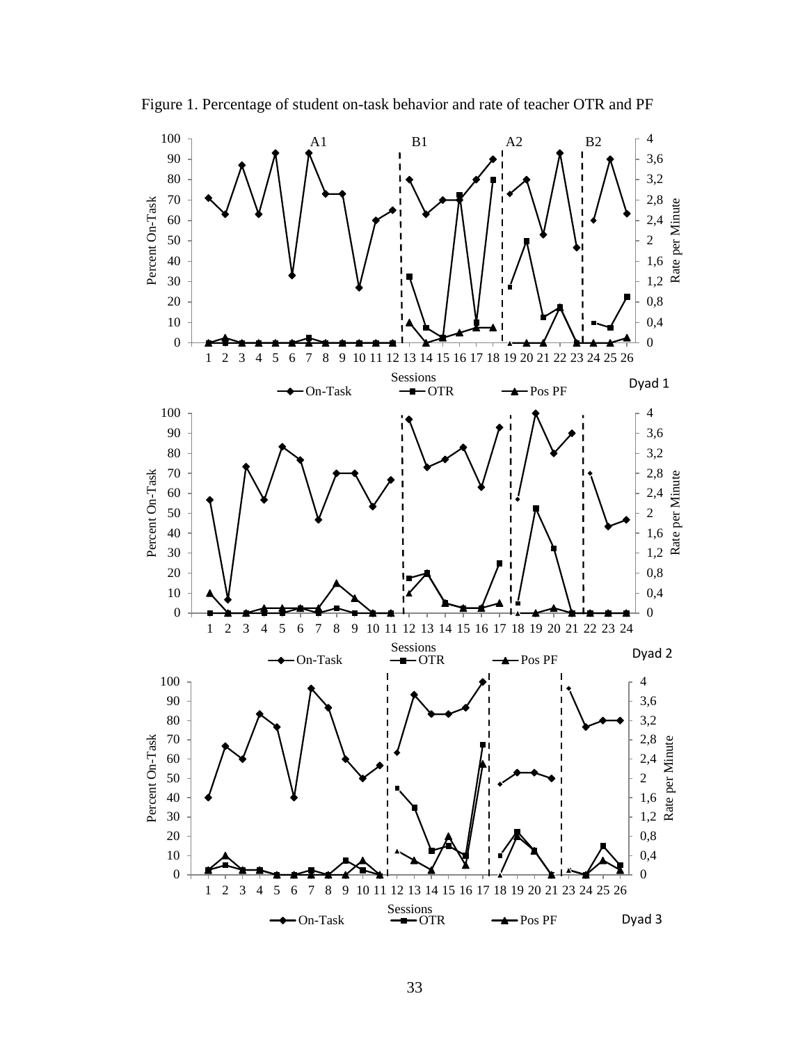Figure 1. Percentage of student on-task behavior and rate of teacher OTR and PF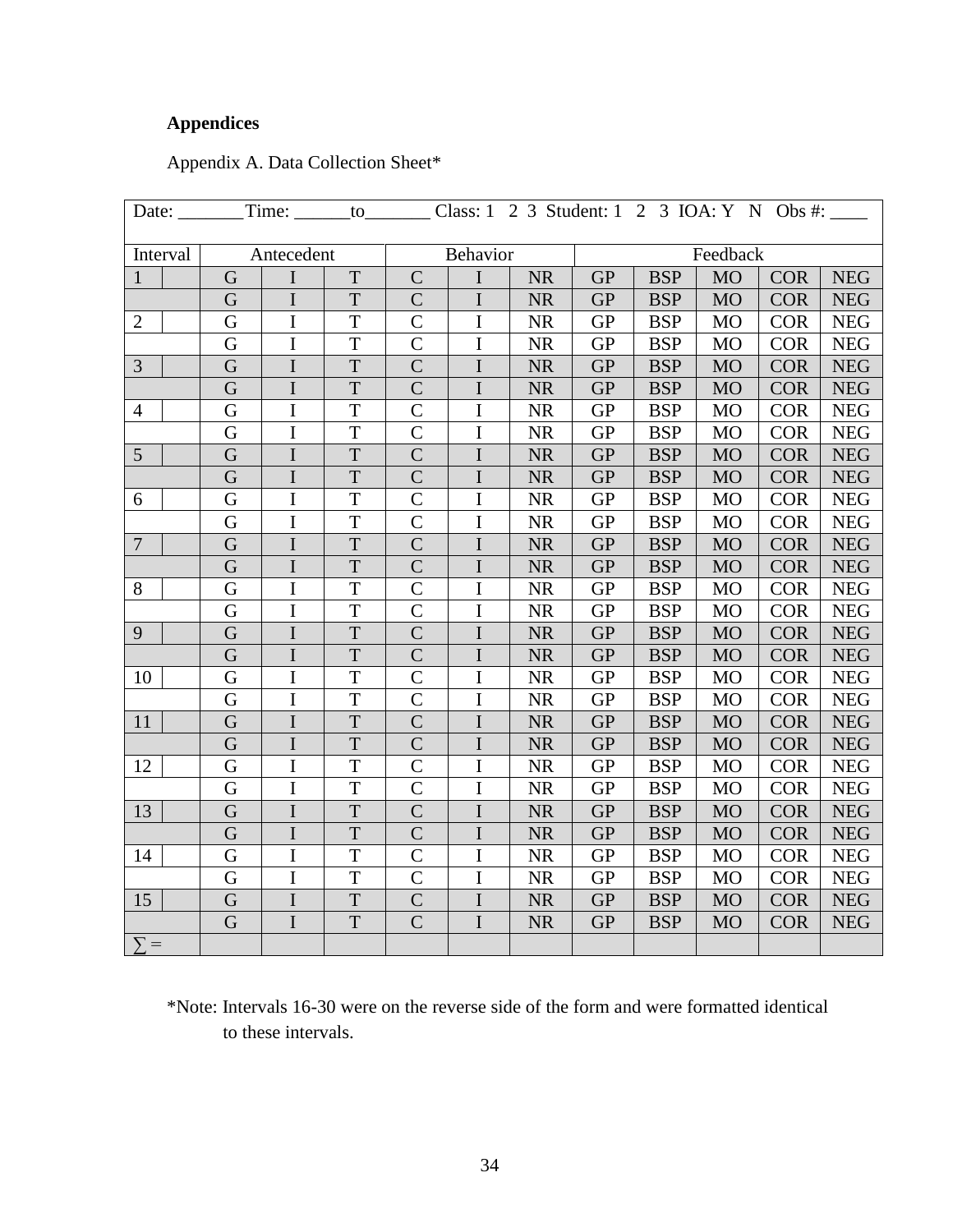**Appendices**

Appendix A. Data Collection Sheet*

| Date: _______Time: ______to_______ Class: 1 2 3 Student: 1 2 3 IOA: Y N Obs #: ____ | | | | | | | | | | | |
|---|---|---|---|---|---|---|---|---|---|---|---|
| Interval | Antecedent | | | Behavior | | | Feedback | | | | |
| 1 | G | I | T | C | I | NR | GP | BSP | MO | COR | NEG |
| | G | I | T | C | I | NR | GP | BSP | MO | COR | NEG |
| 2 | G | I | T | C | I | NR | GP | BSP | MO | COR | NEG |
| | G | I | T | C | I | NR | GP | BSP | MO | COR | NEG |
| 3 | G | I | T | C | I | NR | GP | BSP | MO | COR | NEG |
| | G | I | T | C | I | NR | GP | BSP | MO | COR | NEG |
| 4 | G | I | T | C | I | NR | GP | BSP | MO | COR | NEG |
| | G | I | T | C | I | NR | GP | BSP | MO | COR | NEG |
| 5 | G | I | T | C | I | NR | GP | BSP | MO | COR | NEG |
| | G | I | T | C | I | NR | GP | BSP | MO | COR | NEG |
| 6 | G | I | T | C | I | NR | GP | BSP | MO | COR | NEG |
| | G | I | T | C | I | NR | GP | BSP | MO | COR | NEG |
| 7 | G | I | T | C | I | NR | GP | BSP | MO | COR | NEG |
| | G | I | T | C | I | NR | GP | BSP | MO | COR | NEG |
| 8 | G | I | T | C | I | NR | GP | BSP | MO | COR | NEG |
| | G | I | T | C | I | NR | GP | BSP | MO | COR | NEG |
| 9 | G | I | T | C | I | NR | GP | BSP | MO | COR | NEG |
| | G | I | T | C | I | NR | GP | BSP | MO | COR | NEG |
| 10 | G | I | T | C | I | NR | GP | BSP | MO | COR | NEG |
| | G | I | T | C | I | NR | GP | BSP | MO | COR | NEG |
| 11 | G | I | T | C | I | NR | GP | BSP | MO | COR | NEG |
| | G | I | T | C | I | NR | GP | BSP | MO | COR | NEG |
| 12 | G | I | T | C | I | NR | GP | BSP | MO | COR | NEG |
| | G | I | T | C | I | NR | GP | BSP | MO | COR | NEG |
| 13 | G | I | T | C | I | NR | GP | BSP | MO | COR | NEG |
| | G | I | T | C | I | NR | GP | BSP | MO | COR | NEG |
| 14 | G | I | T | C | I | NR | GP | BSP | MO | COR | NEG |
| | G | I | T | C | I | NR | GP | BSP | MO | COR | NEG |
| 15 | G | I | T | C | I | NR | GP | BSP | MO | COR | NEG |
| | G | I | T | C | I | NR | GP | BSP | MO | COR | NEG |
| ∑ = | | | | | | | | | | | |

*Note: Intervals 16-30 were on the reverse side of the form and were formatted identical to these intervals.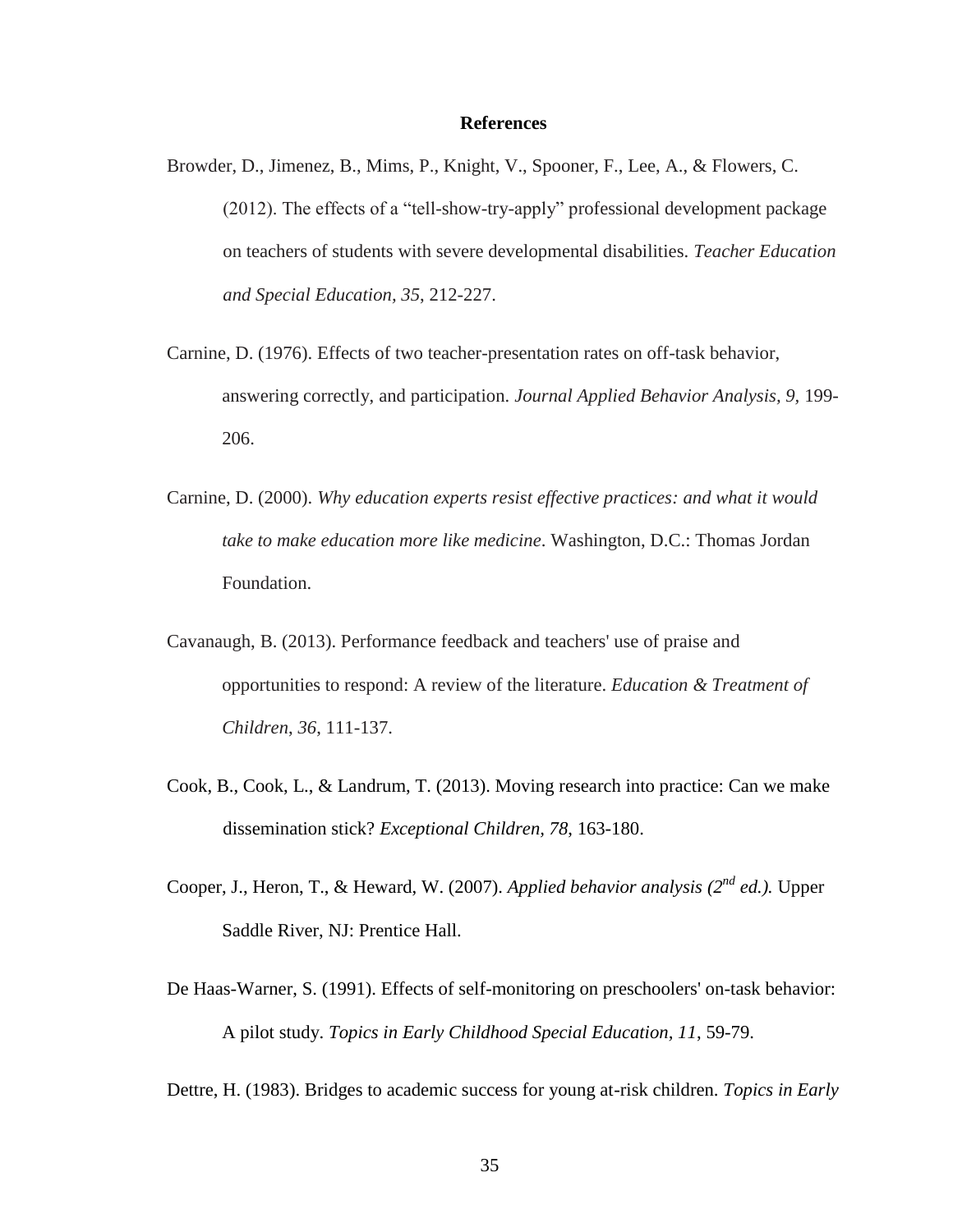# References

Browder, D., Jimenez, B., Mims, P., Knight, V., Spooner, F., Lee, A., & Flowers, C. (2012). The effects of a "tell-show-try-apply" professional development package on teachers of students with severe developmental disabilities. *Teacher Education and Special Education, 35*, 212-227.

Carnine, D. (1976). Effects of two teacher-presentation rates on off-task behavior, answering correctly, and participation. *Journal Applied Behavior Analysis, 9*, 199-206.

Carnine, D. (2000). *Why education experts resist effective practices: and what it would take to make education more like medicine*. Washington, D.C.: Thomas Jordan Foundation.

Cavanaugh, B. (2013). Performance feedback and teachers' use of praise and opportunities to respond: A review of the literature. *Education & Treatment of Children*, *36*, 111-137.

Cook, B., Cook, L., & Landrum, T. (2013). Moving research into practice: Can we make dissemination stick? *Exceptional Children, 78*, 163-180.

Cooper, J., Heron, T., & Heward, W. (2007). *Applied behavior analysis (2nd ed.).* Upper Saddle River, NJ: Prentice Hall.

De Haas-Warner, S. (1991). Effects of self-monitoring on preschoolers' on-task behavior: A pilot study. *Topics in Early Childhood Special Education, 11*, 59-79.

Dettre, H. (1983). Bridges to academic success for young at-risk children. *Topics in Early*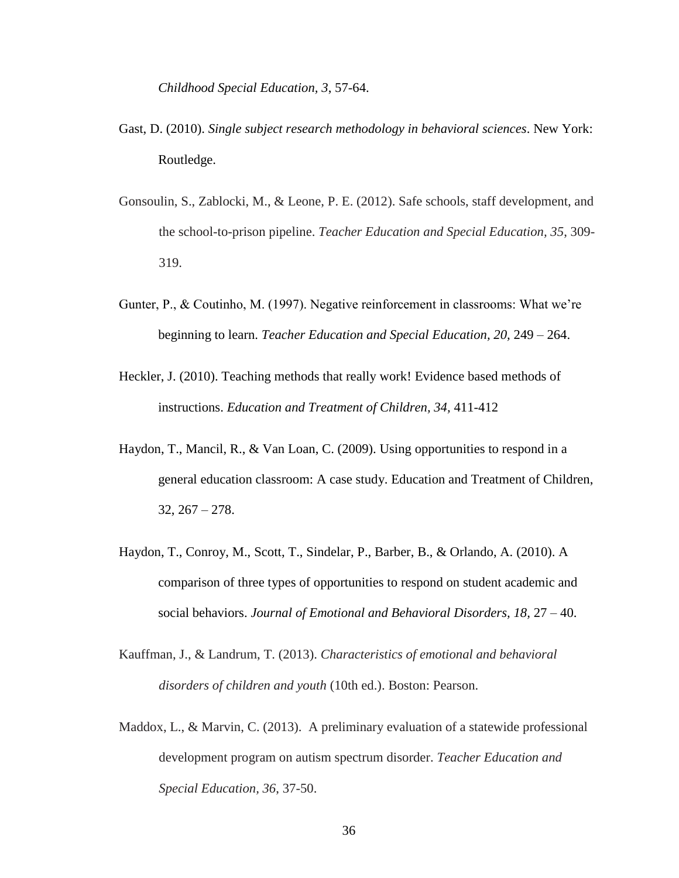*Childhood Special Education, 3*, 57-64.

Gast, D. (2010). *Single subject research methodology in behavioral sciences*. New York: Routledge.

Gonsoulin, S., Zablocki, M., & Leone, P. E. (2012). Safe schools, staff development, and the school-to-prison pipeline. *Teacher Education and Special Education, 35,* 309-319.

Gunter, P., & Coutinho, M. (1997). Negative reinforcement in classrooms: What we're beginning to learn. *Teacher Education and Special Education, 20,* 249 – 264.

Heckler, J. (2010). Teaching methods that really work! Evidence based methods of instructions. *Education and Treatment of Children, 34,* 411-412

Haydon, T., Mancil, R., & Van Loan, C. (2009). Using opportunities to respond in a general education classroom: A case study. Education and Treatment of Children, 32, 267 – 278.

Haydon, T., Conroy, M., Scott, T., Sindelar, P., Barber, B., & Orlando, A. (2010). A comparison of three types of opportunities to respond on student academic and social behaviors. *Journal of Emotional and Behavioral Disorders, 18,* 27 – 40.

Kauffman, J., & Landrum, T. (2013). *Characteristics of emotional and behavioral disorders of children and youth* (10th ed.). Boston: Pearson.

Maddox, L., & Marvin, C. (2013). A preliminary evaluation of a statewide professional development program on autism spectrum disorder. *Teacher Education and Special Education, 36,* 37-50.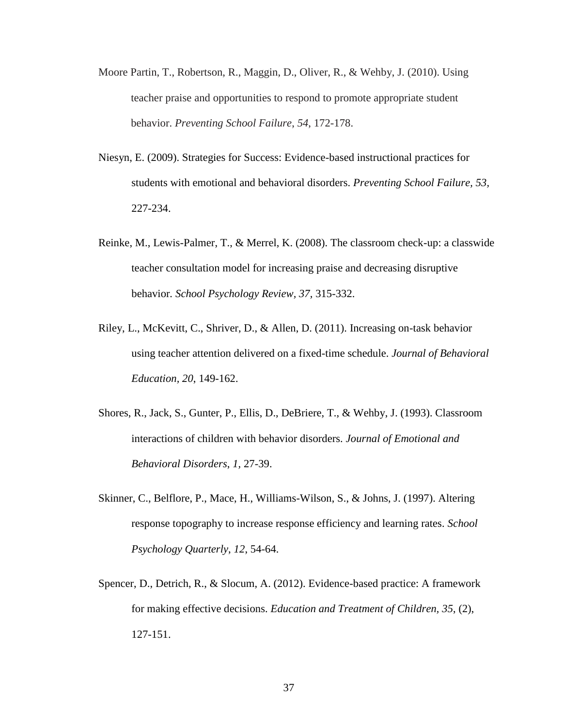Moore Partin, T., Robertson, R., Maggin, D., Oliver, R., & Wehby, J. (2010). Using teacher praise and opportunities to respond to promote appropriate student behavior. *Preventing School Failure*, *54*, 172-178.

Niesyn, E. (2009). Strategies for Success: Evidence-based instructional practices for students with emotional and behavioral disorders. *Preventing School Failure, 53,* 227-234.

Reinke, M., Lewis-Palmer, T., & Merrel, K. (2008). The classroom check-up: a classwide teacher consultation model for increasing praise and decreasing disruptive behavior. *School Psychology Review*, *37*, 315-332.

Riley, L., McKevitt, C., Shriver, D., & Allen, D. (2011). Increasing on-task behavior using teacher attention delivered on a fixed-time schedule. *Journal of Behavioral Education, 20*, 149-162.

Shores, R., Jack, S., Gunter, P., Ellis, D., DeBriere, T., & Wehby, J. (1993). Classroom interactions of children with behavior disorders. *Journal of Emotional and Behavioral Disorders*, *1,* 27-39.

Skinner, C., Belflore, P., Mace, H., Williams-Wilson, S., & Johns, J. (1997). Altering response topography to increase response efficiency and learning rates. *School Psychology Quarterly*, *12*, 54-64.

Spencer, D., Detrich, R., & Slocum, A. (2012). Evidence-based practice: A framework for making effective decisions. *Education and Treatment of Children, 35*, (2), 127-151.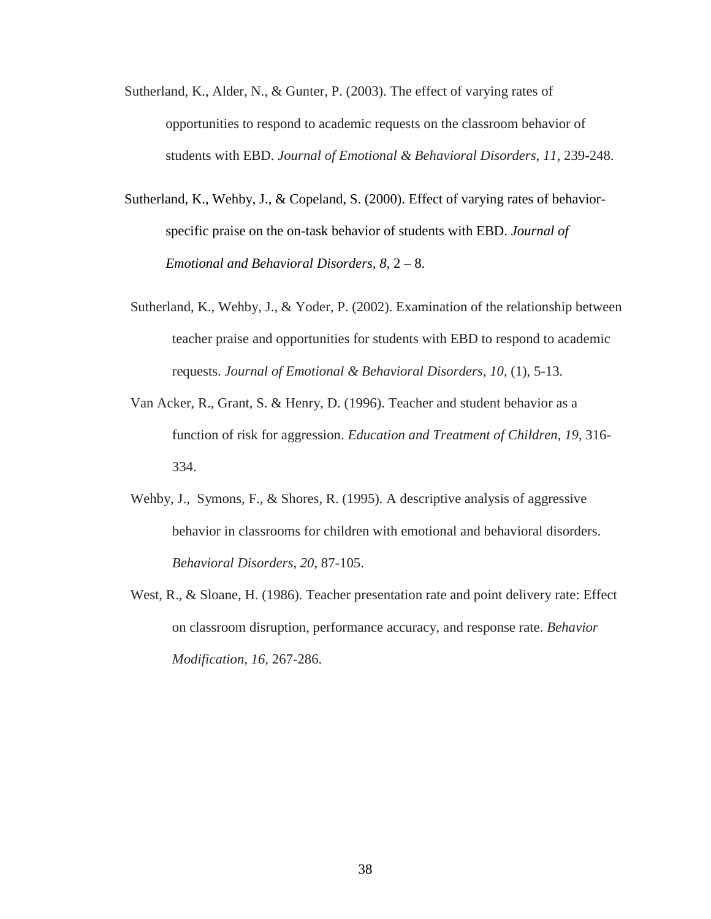Sutherland, K., Alder, N., & Gunter, P. (2003). The effect of varying rates of opportunities to respond to academic requests on the classroom behavior of students with EBD. *Journal of Emotional & Behavioral Disorders*, *11*, 239-248.

Sutherland, K., Wehby, J., & Copeland, S. (2000). Effect of varying rates of behavior-specific praise on the on-task behavior of students with EBD. *Journal of Emotional and Behavioral Disorders, 8,* 2 – 8.

Sutherland, K., Wehby, J., & Yoder, P. (2002). Examination of the relationship between teacher praise and opportunities for students with EBD to respond to academic requests. *Journal of Emotional & Behavioral Disorders*, *10*, (1), 5-13.

Van Acker, R., Grant, S. & Henry, D. (1996). Teacher and student behavior as a function of risk for aggression. *Education and Treatment of Children*, *19*, 316-334.

Wehby, J., Symons, F., & Shores, R. (1995). A descriptive analysis of aggressive behavior in classrooms for children with emotional and behavioral disorders. *Behavioral Disorders*, *20*, 87-105.

West, R., & Sloane, H. (1986). Teacher presentation rate and point delivery rate: Effect on classroom disruption, performance accuracy, and response rate. *Behavior Modification, 16,* 267-286.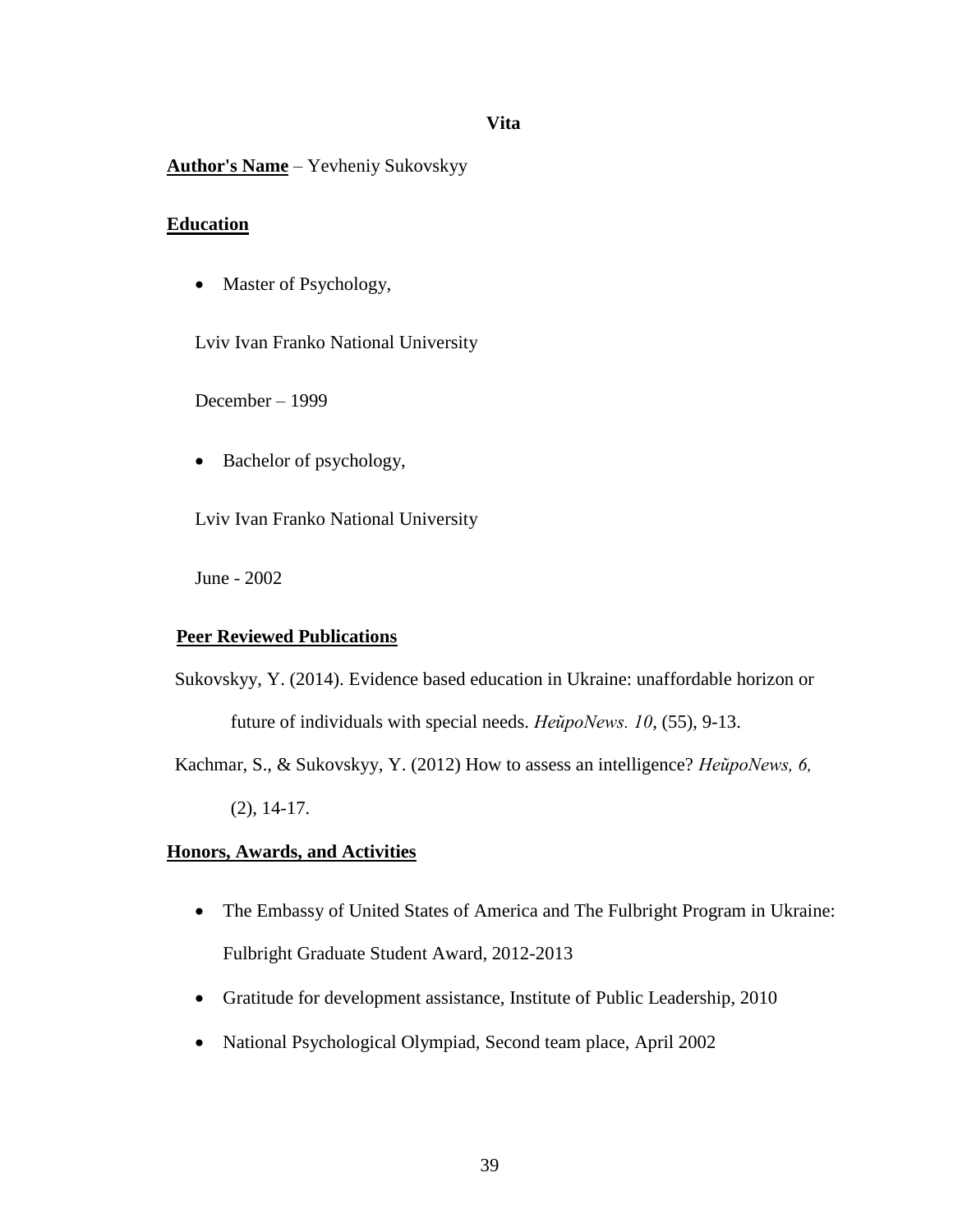# Vita

**Author's Name** – Yevheniy Sukovskyy

## Education

- Master of Psychology,

  Lviv Ivan Franko National University

  December – 1999

- Bachelor of psychology,

  Lviv Ivan Franko National University

  June - 2002

## Peer Reviewed Publications

Sukovskyy, Y. (2014). Evidence based education in Ukraine: unaffordable horizon or future of individuals with special needs. *НейроNews. 10*, (55), 9-13.

Kachmar, S., & Sukovskyy, Y. (2012) How to assess an intelligence? *НейроNews, 6,* (2), 14-17.

## Honors, Awards, and Activities

- The Embassy of United States of America and The Fulbright Program in Ukraine: Fulbright Graduate Student Award, 2012-2013
- Gratitude for development assistance, Institute of Public Leadership, 2010
- National Psychological Olympiad, Second team place, April 2002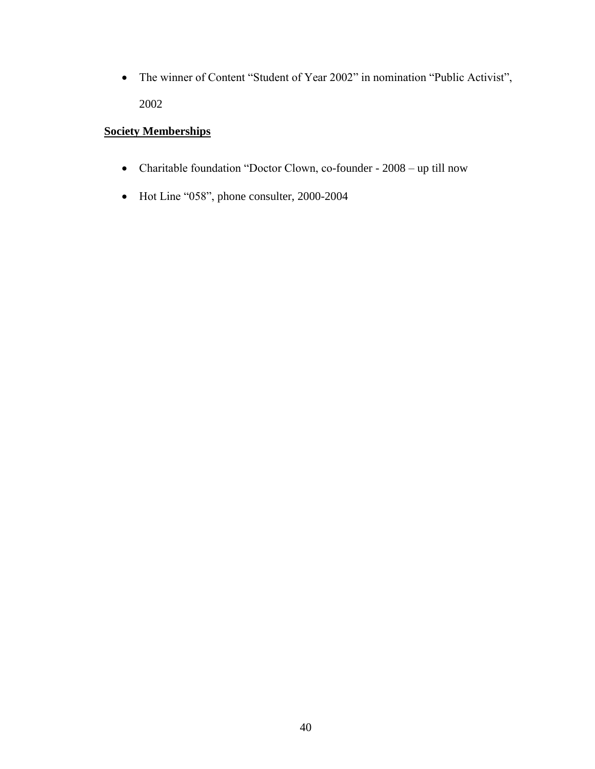- The winner of Content "Student of Year 2002" in nomination "Public Activist", 2002

**Society Memberships**

- Charitable foundation "Doctor Clown, co-founder - 2008 – up till now
- Hot Line "058", phone consulter, 2000-2004